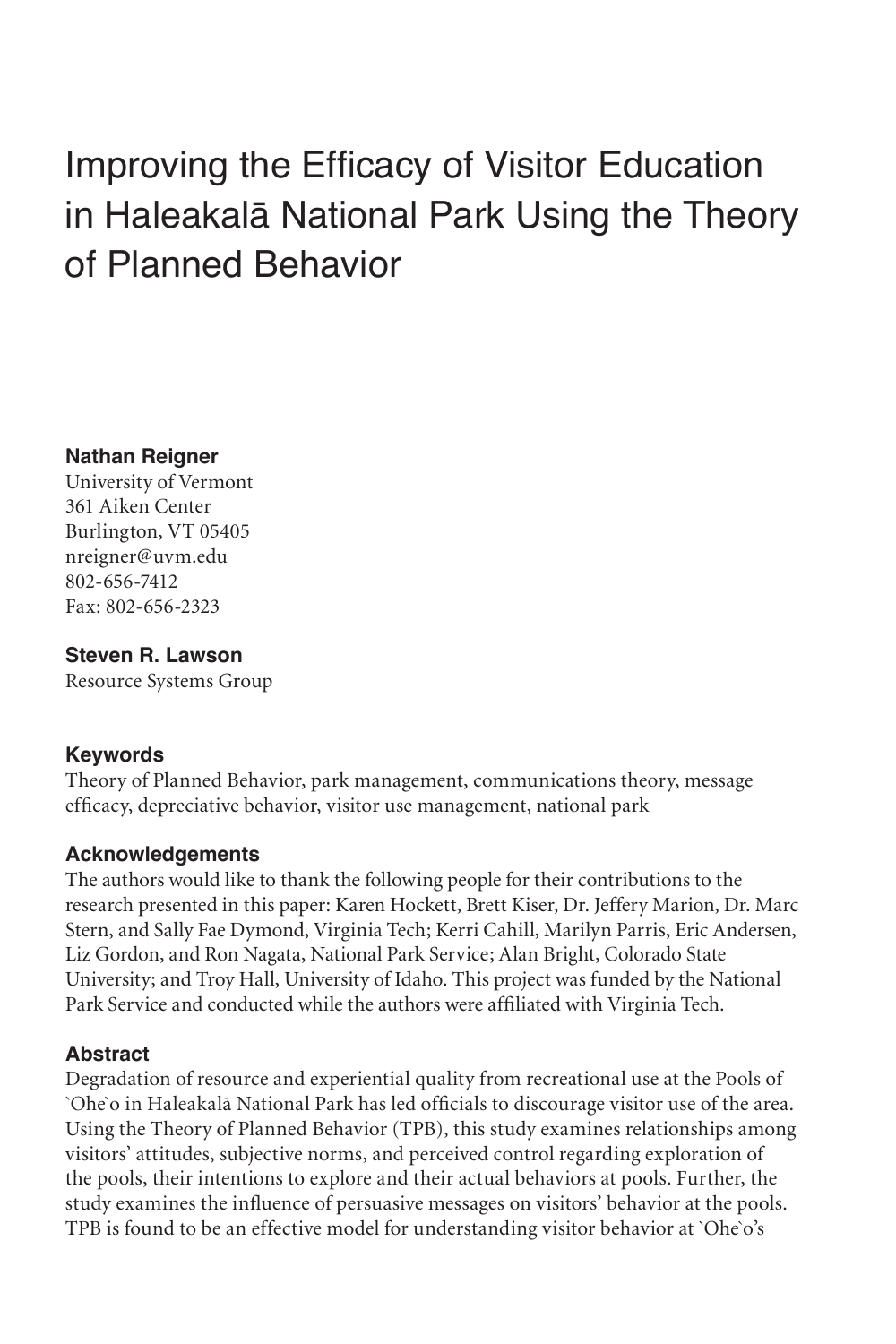# Improving the Efficacy of Visitor Education in Haleakalā National Park Using the Theory of Planned Behavior

**Nathan Reigner**
University of Vermont
361 Aiken Center
Burlington, VT 05405
nreigner@uvm.edu
802-656-7412
Fax: 802-656-2323

**Steven R. Lawson**
Resource Systems Group

### Keywords

Theory of Planned Behavior, park management, communications theory, message efficacy, depreciative behavior, visitor use management, national park

### Acknowledgements

The authors would like to thank the following people for their contributions to the research presented in this paper: Karen Hockett, Brett Kiser, Dr. Jeffery Marion, Dr. Marc Stern, and Sally Fae Dymond, Virginia Tech; Kerri Cahill, Marilyn Parris, Eric Andersen, Liz Gordon, and Ron Nagata, National Park Service; Alan Bright, Colorado State University; and Troy Hall, University of Idaho. This project was funded by the National Park Service and conducted while the authors were affiliated with Virginia Tech.

### Abstract

Degradation of resource and experiential quality from recreational use at the Pools of `Ohe`o in Haleakalā National Park has led officials to discourage visitor use of the area. Using the Theory of Planned Behavior (TPB), this study examines relationships among visitors' attitudes, subjective norms, and perceived control regarding exploration of the pools, their intentions to explore and their actual behaviors at pools. Further, the study examines the influence of persuasive messages on visitors' behavior at the pools. TPB is found to be an effective model for understanding visitor behavior at `Ohe`o's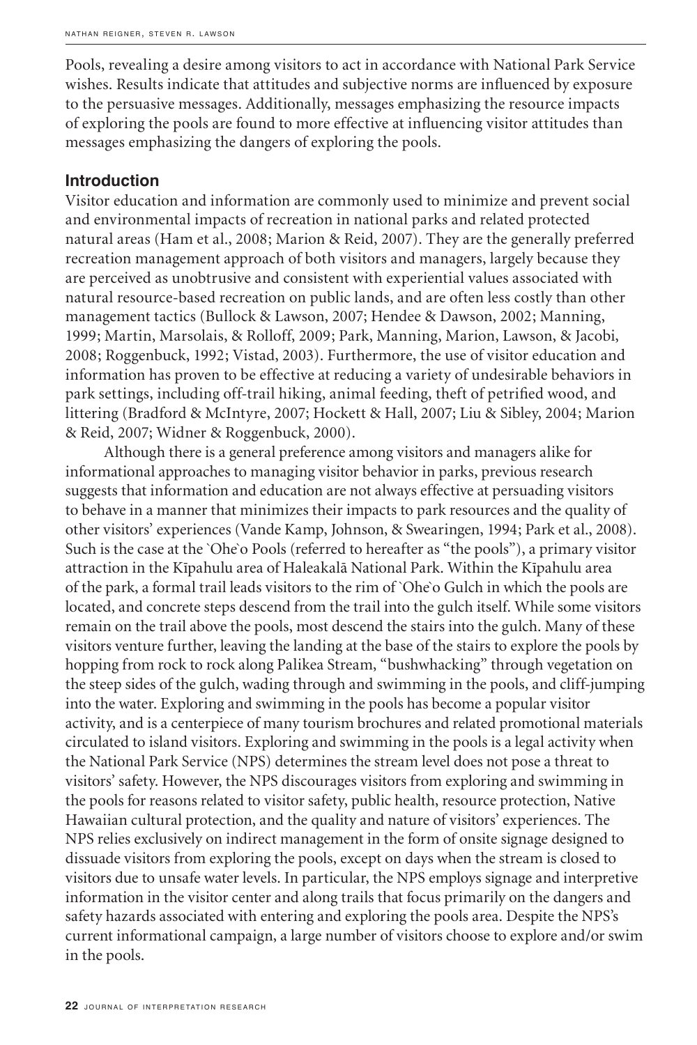Pools, revealing a desire among visitors to act in accordance with National Park Service wishes. Results indicate that attitudes and subjective norms are influenced by exposure to the persuasive messages. Additionally, messages emphasizing the resource impacts of exploring the pools are found to more effective at influencing visitor attitudes than messages emphasizing the dangers of exploring the pools.

## Introduction

Visitor education and information are commonly used to minimize and prevent social and environmental impacts of recreation in national parks and related protected natural areas (Ham et al., 2008; Marion & Reid, 2007). They are the generally preferred recreation management approach of both visitors and managers, largely because they are perceived as unobtrusive and consistent with experiential values associated with natural resource-based recreation on public lands, and are often less costly than other management tactics (Bullock & Lawson, 2007; Hendee & Dawson, 2002; Manning, 1999; Martin, Marsolais, & Rolloff, 2009; Park, Manning, Marion, Lawson, & Jacobi, 2008; Roggenbuck, 1992; Vistad, 2003). Furthermore, the use of visitor education and information has proven to be effective at reducing a variety of undesirable behaviors in park settings, including off-trail hiking, animal feeding, theft of petrified wood, and littering (Bradford & McIntyre, 2007; Hockett & Hall, 2007; Liu & Sibley, 2004; Marion & Reid, 2007; Widner & Roggenbuck, 2000).

Although there is a general preference among visitors and managers alike for informational approaches to managing visitor behavior in parks, previous research suggests that information and education are not always effective at persuading visitors to behave in a manner that minimizes their impacts to park resources and the quality of other visitors' experiences (Vande Kamp, Johnson, & Swearingen, 1994; Park et al., 2008). Such is the case at the `Ohe`o Pools (referred to hereafter as "the pools"), a primary visitor attraction in the Kīpahulu area of Haleakalā National Park. Within the Kīpahulu area of the park, a formal trail leads visitors to the rim of `Ohe`o Gulch in which the pools are located, and concrete steps descend from the trail into the gulch itself. While some visitors remain on the trail above the pools, most descend the stairs into the gulch. Many of these visitors venture further, leaving the landing at the base of the stairs to explore the pools by hopping from rock to rock along Palikea Stream, "bushwhacking" through vegetation on the steep sides of the gulch, wading through and swimming in the pools, and cliff-jumping into the water. Exploring and swimming in the pools has become a popular visitor activity, and is a centerpiece of many tourism brochures and related promotional materials circulated to island visitors. Exploring and swimming in the pools is a legal activity when the National Park Service (NPS) determines the stream level does not pose a threat to visitors' safety. However, the NPS discourages visitors from exploring and swimming in the pools for reasons related to visitor safety, public health, resource protection, Native Hawaiian cultural protection, and the quality and nature of visitors' experiences. The NPS relies exclusively on indirect management in the form of onsite signage designed to dissuade visitors from exploring the pools, except on days when the stream is closed to visitors due to unsafe water levels. In particular, the NPS employs signage and interpretive information in the visitor center and along trails that focus primarily on the dangers and safety hazards associated with entering and exploring the pools area. Despite the NPS's current informational campaign, a large number of visitors choose to explore and/or swim in the pools.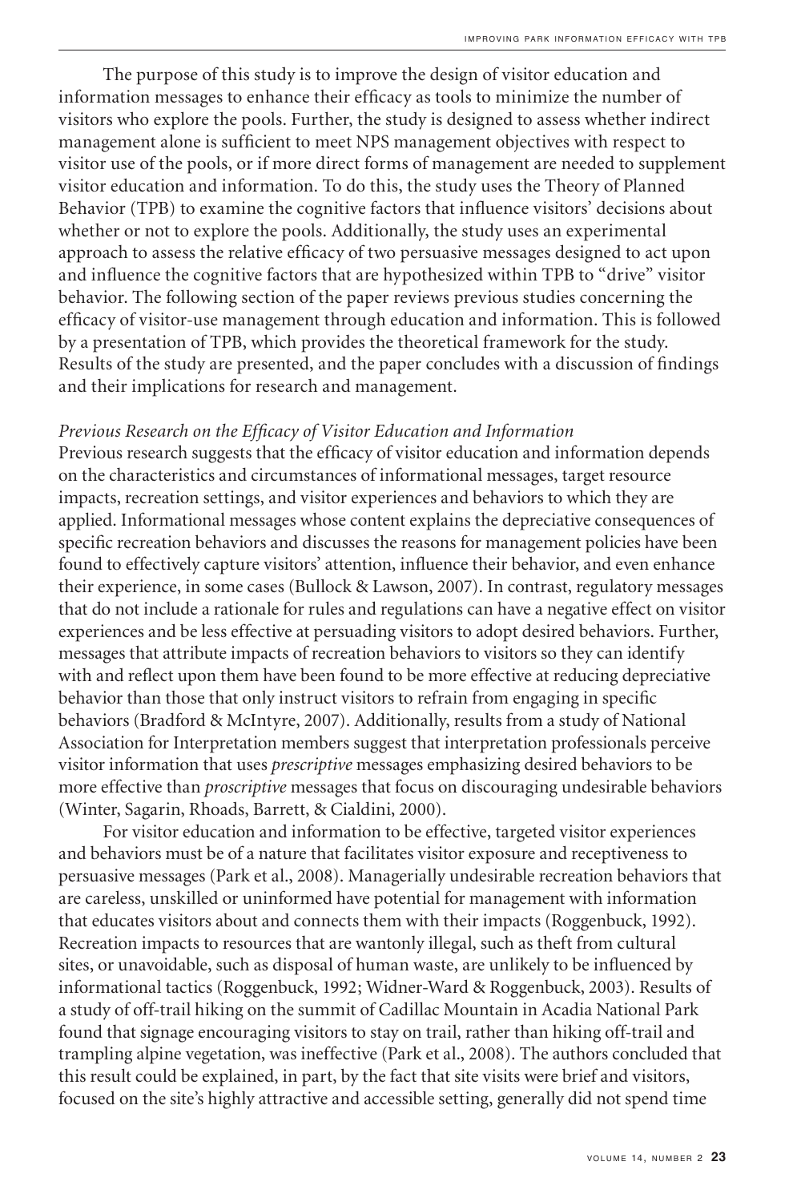The purpose of this study is to improve the design of visitor education and information messages to enhance their efficacy as tools to minimize the number of visitors who explore the pools. Further, the study is designed to assess whether indirect management alone is sufficient to meet NPS management objectives with respect to visitor use of the pools, or if more direct forms of management are needed to supplement visitor education and information. To do this, the study uses the Theory of Planned Behavior (TPB) to examine the cognitive factors that influence visitors' decisions about whether or not to explore the pools. Additionally, the study uses an experimental approach to assess the relative efficacy of two persuasive messages designed to act upon and influence the cognitive factors that are hypothesized within TPB to "drive" visitor behavior. The following section of the paper reviews previous studies concerning the efficacy of visitor-use management through education and information. This is followed by a presentation of TPB, which provides the theoretical framework for the study. Results of the study are presented, and the paper concludes with a discussion of findings and their implications for research and management.

### *Previous Research on the Efficacy of Visitor Education and Information*

Previous research suggests that the efficacy of visitor education and information depends on the characteristics and circumstances of informational messages, target resource impacts, recreation settings, and visitor experiences and behaviors to which they are applied. Informational messages whose content explains the depreciative consequences of specific recreation behaviors and discusses the reasons for management policies have been found to effectively capture visitors' attention, influence their behavior, and even enhance their experience, in some cases (Bullock & Lawson, 2007). In contrast, regulatory messages that do not include a rationale for rules and regulations can have a negative effect on visitor experiences and be less effective at persuading visitors to adopt desired behaviors. Further, messages that attribute impacts of recreation behaviors to visitors so they can identify with and reflect upon them have been found to be more effective at reducing depreciative behavior than those that only instruct visitors to refrain from engaging in specific behaviors (Bradford & McIntyre, 2007). Additionally, results from a study of National Association for Interpretation members suggest that interpretation professionals perceive visitor information that uses *prescriptive* messages emphasizing desired behaviors to be more effective than *proscriptive* messages that focus on discouraging undesirable behaviors (Winter, Sagarin, Rhoads, Barrett, & Cialdini, 2000).

For visitor education and information to be effective, targeted visitor experiences and behaviors must be of a nature that facilitates visitor exposure and receptiveness to persuasive messages (Park et al., 2008). Managerially undesirable recreation behaviors that are careless, unskilled or uninformed have potential for management with information that educates visitors about and connects them with their impacts (Roggenbuck, 1992). Recreation impacts to resources that are wantonly illegal, such as theft from cultural sites, or unavoidable, such as disposal of human waste, are unlikely to be influenced by informational tactics (Roggenbuck, 1992; Widner-Ward & Roggenbuck, 2003). Results of a study of off-trail hiking on the summit of Cadillac Mountain in Acadia National Park found that signage encouraging visitors to stay on trail, rather than hiking off-trail and trampling alpine vegetation, was ineffective (Park et al., 2008). The authors concluded that this result could be explained, in part, by the fact that site visits were brief and visitors, focused on the site's highly attractive and accessible setting, generally did not spend time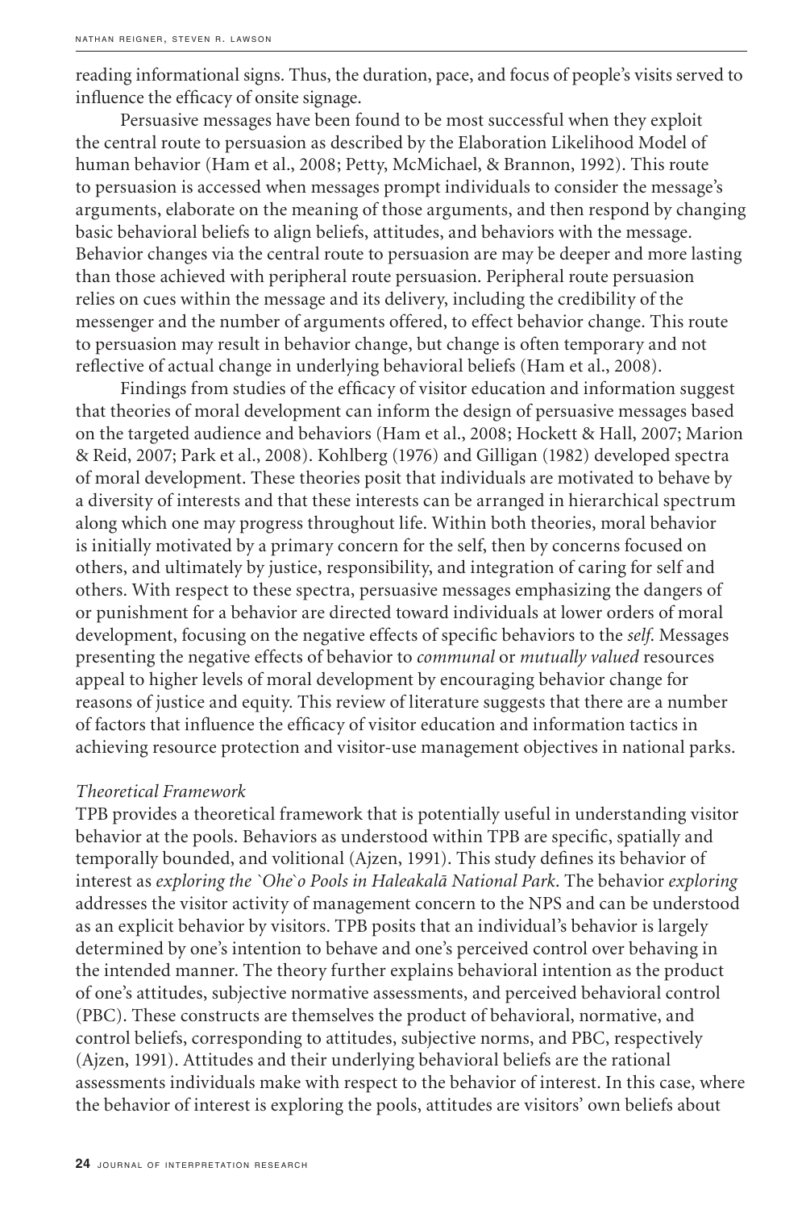reading informational signs. Thus, the duration, pace, and focus of people's visits served to influence the efficacy of onsite signage.

Persuasive messages have been found to be most successful when they exploit the central route to persuasion as described by the Elaboration Likelihood Model of human behavior (Ham et al., 2008; Petty, McMichael, & Brannon, 1992). This route to persuasion is accessed when messages prompt individuals to consider the message's arguments, elaborate on the meaning of those arguments, and then respond by changing basic behavioral beliefs to align beliefs, attitudes, and behaviors with the message. Behavior changes via the central route to persuasion are may be deeper and more lasting than those achieved with peripheral route persuasion. Peripheral route persuasion relies on cues within the message and its delivery, including the credibility of the messenger and the number of arguments offered, to effect behavior change. This route to persuasion may result in behavior change, but change is often temporary and not reflective of actual change in underlying behavioral beliefs (Ham et al., 2008).

Findings from studies of the efficacy of visitor education and information suggest that theories of moral development can inform the design of persuasive messages based on the targeted audience and behaviors (Ham et al., 2008; Hockett & Hall, 2007; Marion & Reid, 2007; Park et al., 2008). Kohlberg (1976) and Gilligan (1982) developed spectra of moral development. These theories posit that individuals are motivated to behave by a diversity of interests and that these interests can be arranged in hierarchical spectrum along which one may progress throughout life. Within both theories, moral behavior is initially motivated by a primary concern for the self, then by concerns focused on others, and ultimately by justice, responsibility, and integration of caring for self and others. With respect to these spectra, persuasive messages emphasizing the dangers of or punishment for a behavior are directed toward individuals at lower orders of moral development, focusing on the negative effects of specific behaviors to the *self*. Messages presenting the negative effects of behavior to *communal* or *mutually valued* resources appeal to higher levels of moral development by encouraging behavior change for reasons of justice and equity. This review of literature suggests that there are a number of factors that influence the efficacy of visitor education and information tactics in achieving resource protection and visitor-use management objectives in national parks.

### *Theoretical Framework*

TPB provides a theoretical framework that is potentially useful in understanding visitor behavior at the pools. Behaviors as understood within TPB are specific, spatially and temporally bounded, and volitional (Ajzen, 1991). This study defines its behavior of interest as *exploring the `Ohe`o Pools in Haleakalā National Park*. The behavior *exploring* addresses the visitor activity of management concern to the NPS and can be understood as an explicit behavior by visitors. TPB posits that an individual's behavior is largely determined by one's intention to behave and one's perceived control over behaving in the intended manner. The theory further explains behavioral intention as the product of one's attitudes, subjective normative assessments, and perceived behavioral control (PBC). These constructs are themselves the product of behavioral, normative, and control beliefs, corresponding to attitudes, subjective norms, and PBC, respectively (Ajzen, 1991). Attitudes and their underlying behavioral beliefs are the rational assessments individuals make with respect to the behavior of interest. In this case, where the behavior of interest is exploring the pools, attitudes are visitors' own beliefs about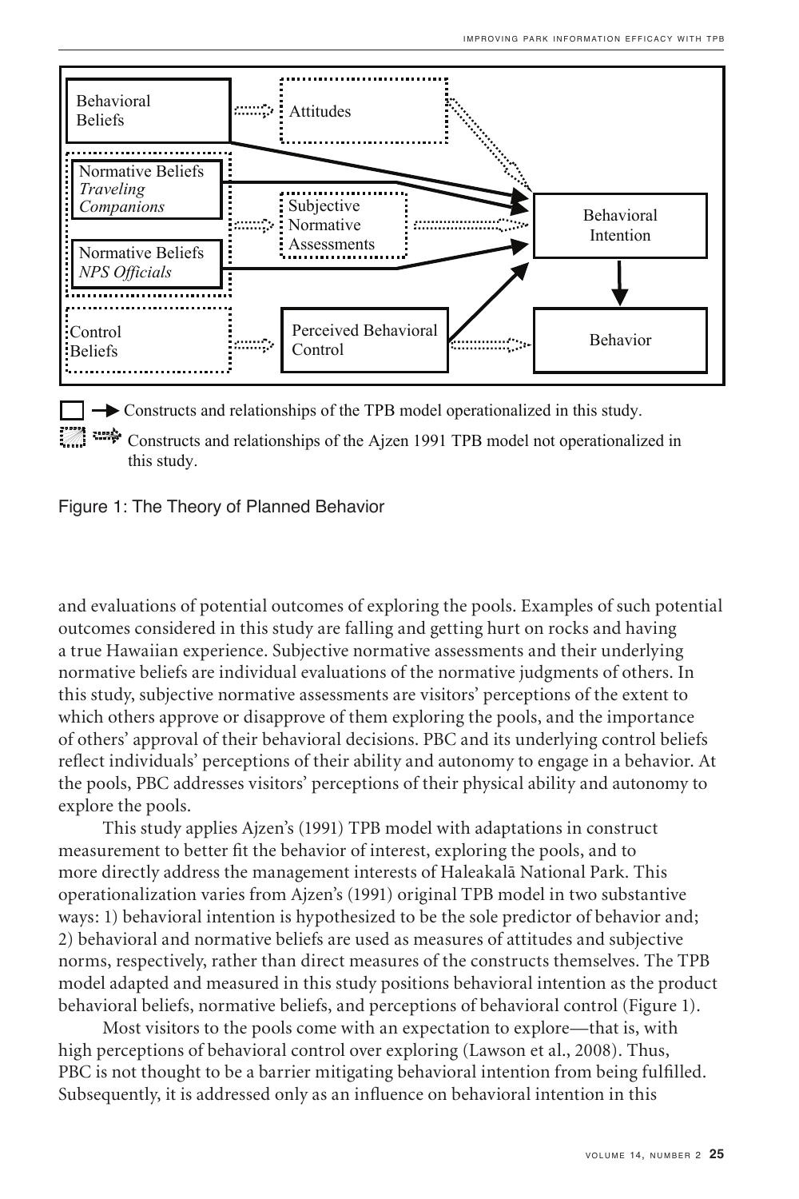Behavioral Beliefs

Attitudes

Normative Beliefs *Traveling Companions*

Subjective Normative Assessments

Behavioral Intention

Normative Beliefs *NPS Officials*

Control Beliefs

Perceived Behavioral Control

Behavior

Constructs and relationships of the TPB model operationalized in this study.

Constructs and relationships of the Ajzen 1991 TPB model not operationalized in this study.

Figure 1: The Theory of Planned Behavior

and evaluations of potential outcomes of exploring the pools. Examples of such potential outcomes considered in this study are falling and getting hurt on rocks and having a true Hawaiian experience. Subjective normative assessments and their underlying normative beliefs are individual evaluations of the normative judgments of others. In this study, subjective normative assessments are visitors' perceptions of the extent to which others approve or disapprove of them exploring the pools, and the importance of others' approval of their behavioral decisions. PBC and its underlying control beliefs reflect individuals' perceptions of their ability and autonomy to engage in a behavior. At the pools, PBC addresses visitors' perceptions of their physical ability and autonomy to explore the pools.

This study applies Ajzen's (1991) TPB model with adaptations in construct measurement to better fit the behavior of interest, exploring the pools, and to more directly address the management interests of Haleakalā National Park. This operationalization varies from Ajzen's (1991) original TPB model in two substantive ways: 1) behavioral intention is hypothesized to be the sole predictor of behavior and; 2) behavioral and normative beliefs are used as measures of attitudes and subjective norms, respectively, rather than direct measures of the constructs themselves. The TPB model adapted and measured in this study positions behavioral intention as the product behavioral beliefs, normative beliefs, and perceptions of behavioral control (Figure 1).

Most visitors to the pools come with an expectation to explore—that is, with high perceptions of behavioral control over exploring (Lawson et al., 2008). Thus, PBC is not thought to be a barrier mitigating behavioral intention from being fulfilled. Subsequently, it is addressed only as an influence on behavioral intention in this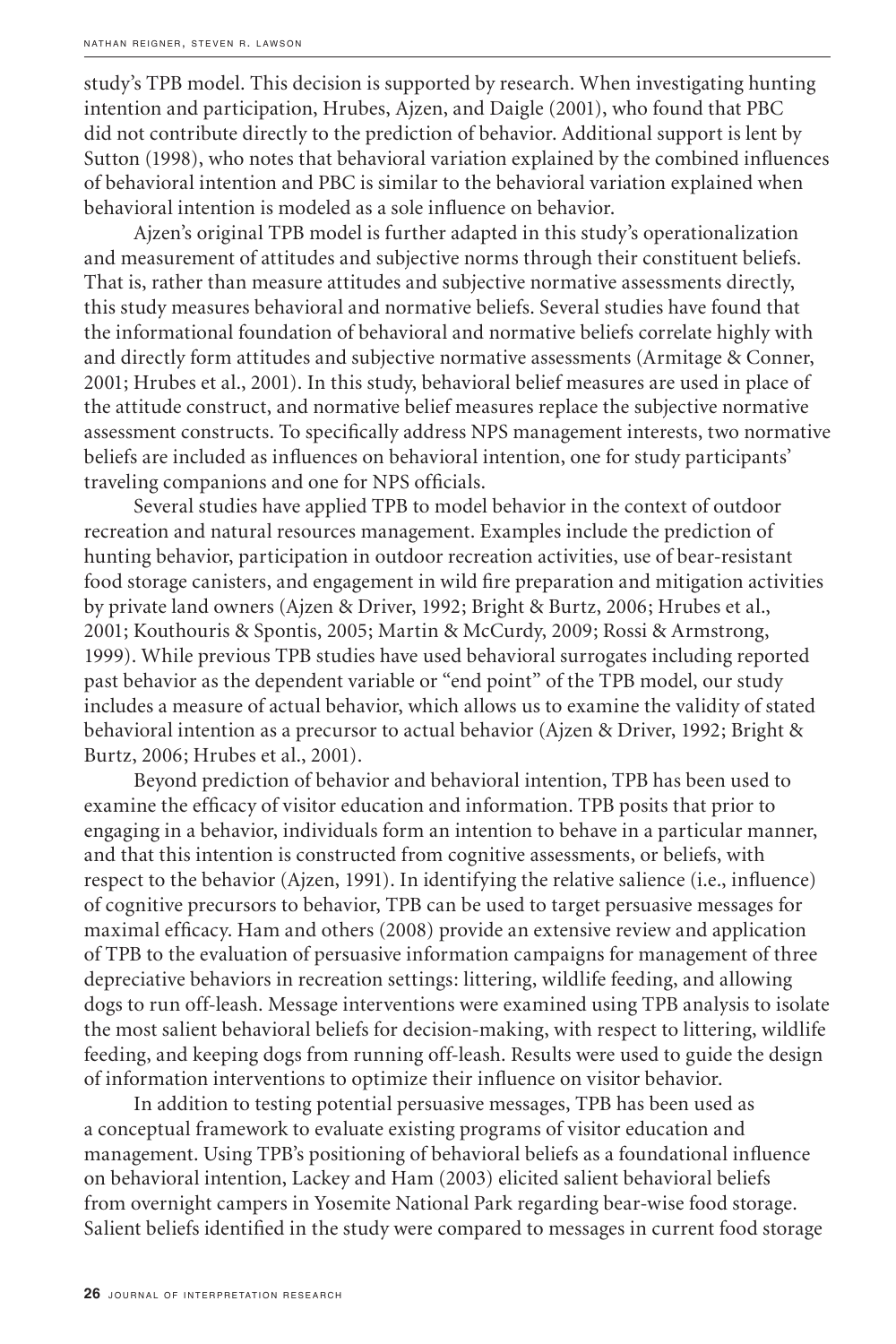study's TPB model. This decision is supported by research. When investigating hunting intention and participation, Hrubes, Ajzen, and Daigle (2001), who found that PBC did not contribute directly to the prediction of behavior. Additional support is lent by Sutton (1998), who notes that behavioral variation explained by the combined influences of behavioral intention and PBC is similar to the behavioral variation explained when behavioral intention is modeled as a sole influence on behavior.

Ajzen's original TPB model is further adapted in this study's operationalization and measurement of attitudes and subjective norms through their constituent beliefs. That is, rather than measure attitudes and subjective normative assessments directly, this study measures behavioral and normative beliefs. Several studies have found that the informational foundation of behavioral and normative beliefs correlate highly with and directly form attitudes and subjective normative assessments (Armitage & Conner, 2001; Hrubes et al., 2001). In this study, behavioral belief measures are used in place of the attitude construct, and normative belief measures replace the subjective normative assessment constructs. To specifically address NPS management interests, two normative beliefs are included as influences on behavioral intention, one for study participants' traveling companions and one for NPS officials.

Several studies have applied TPB to model behavior in the context of outdoor recreation and natural resources management. Examples include the prediction of hunting behavior, participation in outdoor recreation activities, use of bear-resistant food storage canisters, and engagement in wild fire preparation and mitigation activities by private land owners (Ajzen & Driver, 1992; Bright & Burtz, 2006; Hrubes et al., 2001; Kouthouris & Spontis, 2005; Martin & McCurdy, 2009; Rossi & Armstrong, 1999). While previous TPB studies have used behavioral surrogates including reported past behavior as the dependent variable or "end point" of the TPB model, our study includes a measure of actual behavior, which allows us to examine the validity of stated behavioral intention as a precursor to actual behavior (Ajzen & Driver, 1992; Bright & Burtz, 2006; Hrubes et al., 2001).

Beyond prediction of behavior and behavioral intention, TPB has been used to examine the efficacy of visitor education and information. TPB posits that prior to engaging in a behavior, individuals form an intention to behave in a particular manner, and that this intention is constructed from cognitive assessments, or beliefs, with respect to the behavior (Ajzen, 1991). In identifying the relative salience (i.e., influence) of cognitive precursors to behavior, TPB can be used to target persuasive messages for maximal efficacy. Ham and others (2008) provide an extensive review and application of TPB to the evaluation of persuasive information campaigns for management of three depreciative behaviors in recreation settings: littering, wildlife feeding, and allowing dogs to run off-leash. Message interventions were examined using TPB analysis to isolate the most salient behavioral beliefs for decision-making, with respect to littering, wildlife feeding, and keeping dogs from running off-leash. Results were used to guide the design of information interventions to optimize their influence on visitor behavior.

In addition to testing potential persuasive messages, TPB has been used as a conceptual framework to evaluate existing programs of visitor education and management. Using TPB's positioning of behavioral beliefs as a foundational influence on behavioral intention, Lackey and Ham (2003) elicited salient behavioral beliefs from overnight campers in Yosemite National Park regarding bear-wise food storage. Salient beliefs identified in the study were compared to messages in current food storage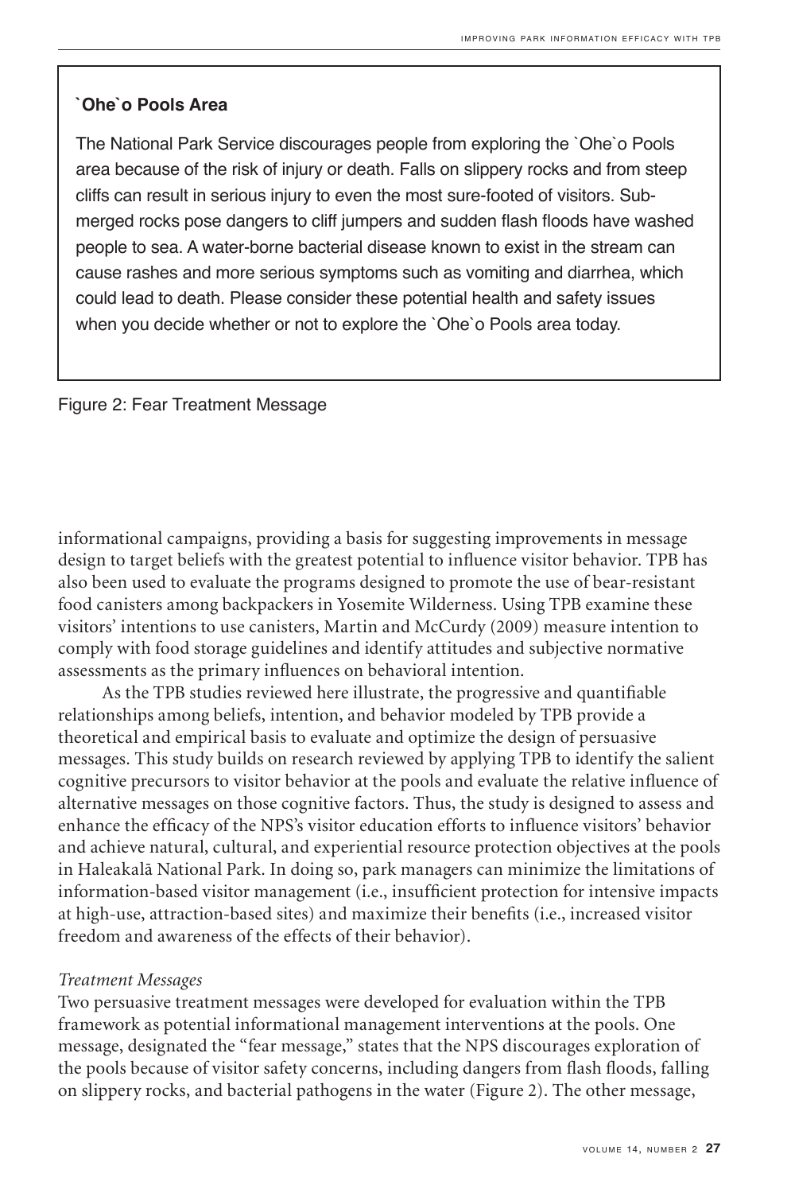**`Ohe`o Pools Area**

The National Park Service discourages people from exploring the `Ohe`o Pools area because of the risk of injury or death. Falls on slippery rocks and from steep cliffs can result in serious injury to even the most sure-footed of visitors. Submerged rocks pose dangers to cliff jumpers and sudden flash floods have washed people to sea. A water-borne bacterial disease known to exist in the stream can cause rashes and more serious symptoms such as vomiting and diarrhea, which could lead to death. Please consider these potential health and safety issues when you decide whether or not to explore the `Ohe`o Pools area today.

Figure 2: Fear Treatment Message

informational campaigns, providing a basis for suggesting improvements in message design to target beliefs with the greatest potential to influence visitor behavior. TPB has also been used to evaluate the programs designed to promote the use of bear-resistant food canisters among backpackers in Yosemite Wilderness. Using TPB examine these visitors' intentions to use canisters, Martin and McCurdy (2009) measure intention to comply with food storage guidelines and identify attitudes and subjective normative assessments as the primary influences on behavioral intention.

As the TPB studies reviewed here illustrate, the progressive and quantifiable relationships among beliefs, intention, and behavior modeled by TPB provide a theoretical and empirical basis to evaluate and optimize the design of persuasive messages. This study builds on research reviewed by applying TPB to identify the salient cognitive precursors to visitor behavior at the pools and evaluate the relative influence of alternative messages on those cognitive factors. Thus, the study is designed to assess and enhance the efficacy of the NPS's visitor education efforts to influence visitors' behavior and achieve natural, cultural, and experiential resource protection objectives at the pools in Haleakalā National Park. In doing so, park managers can minimize the limitations of information-based visitor management (i.e., insufficient protection for intensive impacts at high-use, attraction-based sites) and maximize their benefits (i.e., increased visitor freedom and awareness of the effects of their behavior).

*Treatment Messages*

Two persuasive treatment messages were developed for evaluation within the TPB framework as potential informational management interventions at the pools. One message, designated the "fear message," states that the NPS discourages exploration of the pools because of visitor safety concerns, including dangers from flash floods, falling on slippery rocks, and bacterial pathogens in the water (Figure 2). The other message,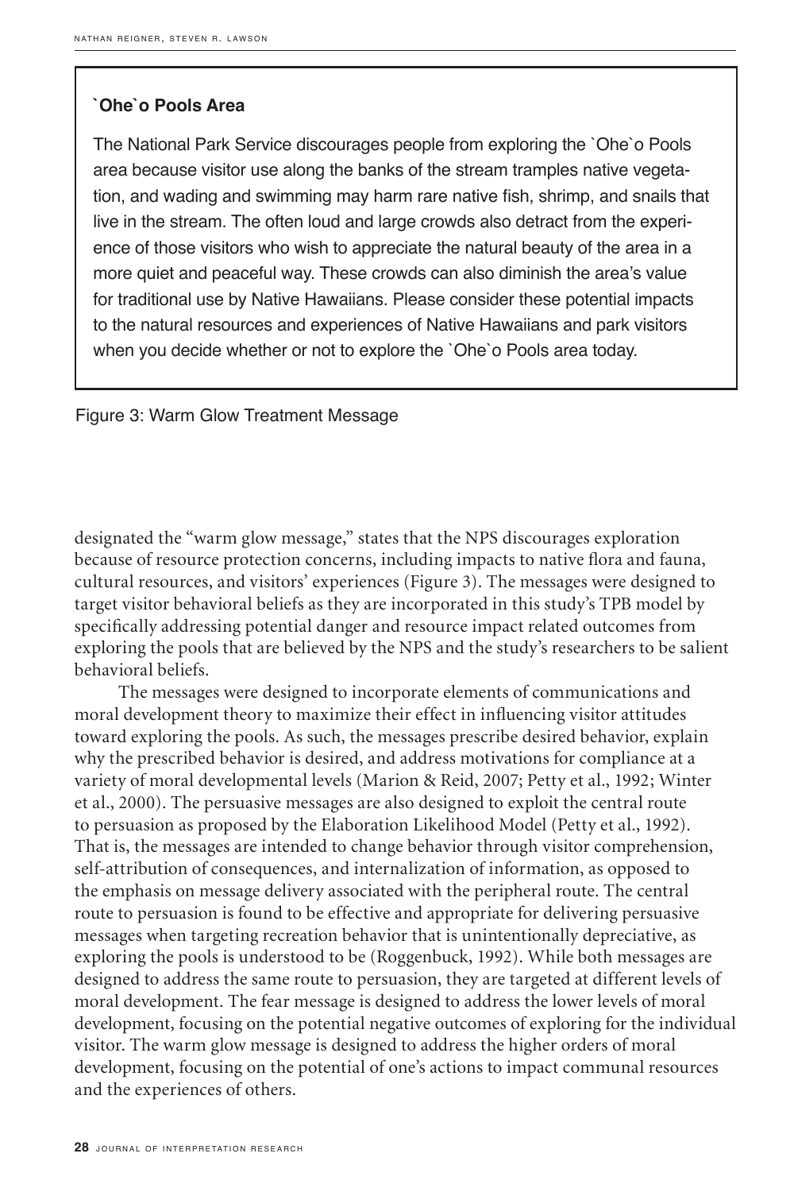**`Ohe`o Pools Area**

The National Park Service discourages people from exploring the `Ohe`o Pools area because visitor use along the banks of the stream tramples native vegetation, and wading and swimming may harm rare native fish, shrimp, and snails that live in the stream. The often loud and large crowds also detract from the experience of those visitors who wish to appreciate the natural beauty of the area in a more quiet and peaceful way. These crowds can also diminish the area's value for traditional use by Native Hawaiians. Please consider these potential impacts to the natural resources and experiences of Native Hawaiians and park visitors when you decide whether or not to explore the `Ohe`o Pools area today.

Figure 3: Warm Glow Treatment Message

designated the "warm glow message," states that the NPS discourages exploration because of resource protection concerns, including impacts to native flora and fauna, cultural resources, and visitors' experiences (Figure 3). The messages were designed to target visitor behavioral beliefs as they are incorporated in this study's TPB model by specifically addressing potential danger and resource impact related outcomes from exploring the pools that are believed by the NPS and the study's researchers to be salient behavioral beliefs.

The messages were designed to incorporate elements of communications and moral development theory to maximize their effect in influencing visitor attitudes toward exploring the pools. As such, the messages prescribe desired behavior, explain why the prescribed behavior is desired, and address motivations for compliance at a variety of moral developmental levels (Marion & Reid, 2007; Petty et al., 1992; Winter et al., 2000). The persuasive messages are also designed to exploit the central route to persuasion as proposed by the Elaboration Likelihood Model (Petty et al., 1992). That is, the messages are intended to change behavior through visitor comprehension, self-attribution of consequences, and internalization of information, as opposed to the emphasis on message delivery associated with the peripheral route. The central route to persuasion is found to be effective and appropriate for delivering persuasive messages when targeting recreation behavior that is unintentionally depreciative, as exploring the pools is understood to be (Roggenbuck, 1992). While both messages are designed to address the same route to persuasion, they are targeted at different levels of moral development. The fear message is designed to address the lower levels of moral development, focusing on the potential negative outcomes of exploring for the individual visitor. The warm glow message is designed to address the higher orders of moral development, focusing on the potential of one's actions to impact communal resources and the experiences of others.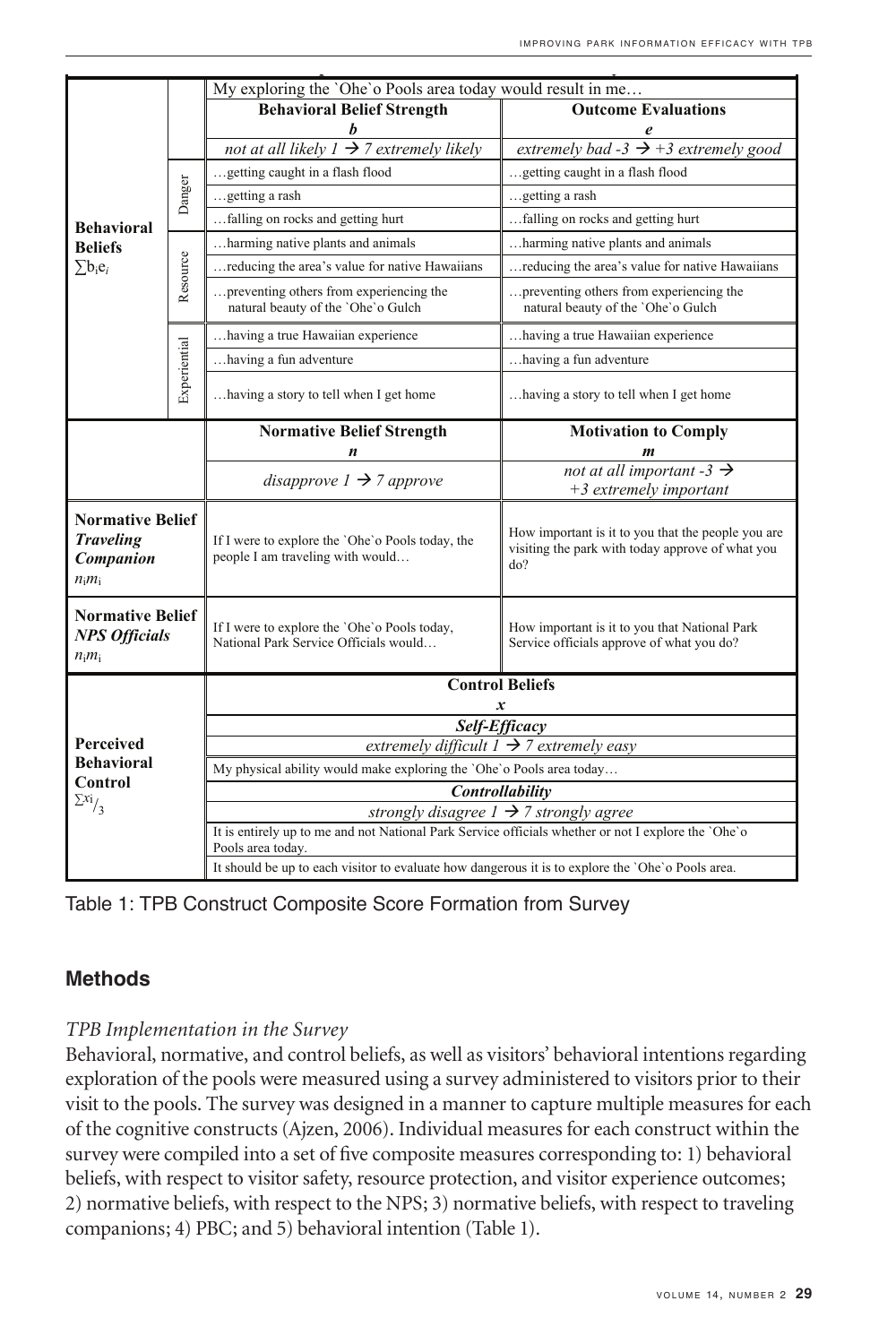| | | My exploring the `Ohe`o Pools area today would result in me… | |
|---|---|---|---|
| | | **Behavioral Belief Strength** ***b*** | **Outcome Evaluations** ***e*** |
| | | *not at all likely 1 → 7 extremely likely* | *extremely bad -3 → +3 extremely good* |
| **Behavioral Beliefs** $\sum b_i e_i$ | Danger | …getting caught in a flash flood | …getting caught in a flash flood |
| | | …getting a rash | …getting a rash |
| | | …falling on rocks and getting hurt | …falling on rocks and getting hurt |
| | Resource | …harming native plants and animals | …harming native plants and animals |
| | | …reducing the area's value for native Hawaiians | …reducing the area's value for native Hawaiians |
| | | …preventing others from experiencing the natural beauty of the `Ohe`o Gulch | …preventing others from experiencing the natural beauty of the `Ohe`o Gulch |
| | Experiential | …having a true Hawaiian experience | …having a true Hawaiian experience |
| | | …having a fun adventure | …having a fun adventure |
| | | …having a story to tell when I get home | …having a story to tell when I get home |
| | | **Normative Belief Strength** ***n*** | **Motivation to Comply** ***m*** |
| | | *disapprove 1 → 7 approve* | *not at all important -3 → +3 extremely important* |
| **Normative Belief** ***Traveling Companion*** $n_i m_i$ | | If I were to explore the `Ohe`o Pools today, the people I am traveling with would… | How important is it to you that the people you are visiting the park with today approve of what you do? |
| **Normative Belief** ***NPS Officials*** $n_i m_i$ | | If I were to explore the `Ohe`o Pools today, National Park Service Officials would… | How important is it to you that National Park Service officials approve of what you do? |
| **Perceived Behavioral Control** $\sum x_i / 3$ | | **Control Beliefs** ***x*** | |
| | | ***Self-Efficacy*** | |
| | | *extremely difficult 1 → 7 extremely easy* | |
| | | My physical ability would make exploring the `Ohe`o Pools area today… | |
| | | ***Controllability*** | |
| | | *strongly disagree 1 → 7 strongly agree* | |
| | | It is entirely up to me and not National Park Service officials whether or not I explore the `Ohe`o Pools area today. | |
| | | It should be up to each visitor to evaluate how dangerous it is to explore the `Ohe`o Pools area. | |

Table 1: TPB Construct Composite Score Formation from Survey

## Methods

*TPB Implementation in the Survey*

Behavioral, normative, and control beliefs, as well as visitors' behavioral intentions regarding exploration of the pools were measured using a survey administered to visitors prior to their visit to the pools. The survey was designed in a manner to capture multiple measures for each of the cognitive constructs (Ajzen, 2006). Individual measures for each construct within the survey were compiled into a set of five composite measures corresponding to: 1) behavioral beliefs, with respect to visitor safety, resource protection, and visitor experience outcomes; 2) normative beliefs, with respect to the NPS; 3) normative beliefs, with respect to traveling companions; 4) PBC; and 5) behavioral intention (Table 1).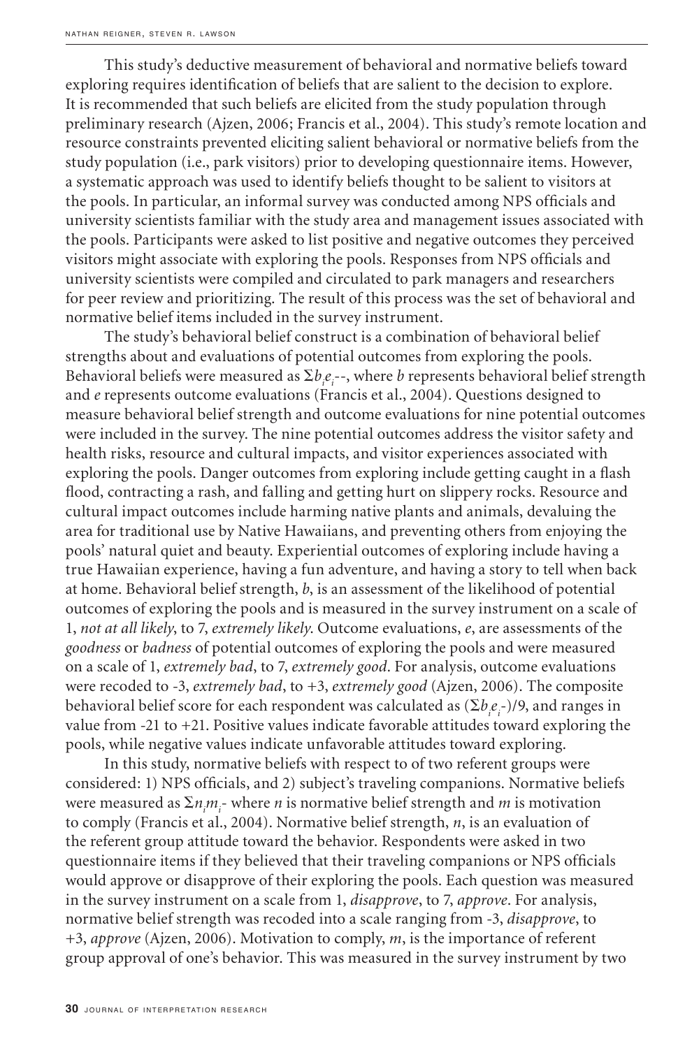This study's deductive measurement of behavioral and normative beliefs toward exploring requires identification of beliefs that are salient to the decision to explore. It is recommended that such beliefs are elicited from the study population through preliminary research (Ajzen, 2006; Francis et al., 2004). This study's remote location and resource constraints prevented eliciting salient behavioral or normative beliefs from the study population (i.e., park visitors) prior to developing questionnaire items. However, a systematic approach was used to identify beliefs thought to be salient to visitors at the pools. In particular, an informal survey was conducted among NPS officials and university scientists familiar with the study area and management issues associated with the pools. Participants were asked to list positive and negative outcomes they perceived visitors might associate with exploring the pools. Responses from NPS officials and university scientists were compiled and circulated to park managers and researchers for peer review and prioritizing. The result of this process was the set of behavioral and normative belief items included in the survey instrument.

The study's behavioral belief construct is a combination of behavioral belief strengths about and evaluations of potential outcomes from exploring the pools. Behavioral beliefs were measured as $\Sigma b_i e_i$--, where *b* represents behavioral belief strength and *e* represents outcome evaluations (Francis et al., 2004). Questions designed to measure behavioral belief strength and outcome evaluations for nine potential outcomes were included in the survey. The nine potential outcomes address the visitor safety and health risks, resource and cultural impacts, and visitor experiences associated with exploring the pools. Danger outcomes from exploring include getting caught in a flash flood, contracting a rash, and falling and getting hurt on slippery rocks. Resource and cultural impact outcomes include harming native plants and animals, devaluing the area for traditional use by Native Hawaiians, and preventing others from enjoying the pools' natural quiet and beauty. Experiential outcomes of exploring include having a true Hawaiian experience, having a fun adventure, and having a story to tell when back at home. Behavioral belief strength, *b*, is an assessment of the likelihood of potential outcomes of exploring the pools and is measured in the survey instrument on a scale of 1, *not at all likely*, to 7, *extremely likely*. Outcome evaluations, *e*, are assessments of the *goodness* or *badness* of potential outcomes of exploring the pools and were measured on a scale of 1, *extremely bad*, to 7, *extremely good*. For analysis, outcome evaluations were recoded to -3, *extremely bad*, to +3, *extremely good* (Ajzen, 2006). The composite behavioral belief score for each respondent was calculated as $(\Sigma b_i e_i$-)/9, and ranges in value from -21 to +21. Positive values indicate favorable attitudes toward exploring the pools, while negative values indicate unfavorable attitudes toward exploring.

In this study, normative beliefs with respect to of two referent groups were considered: 1) NPS officials, and 2) subject's traveling companions. Normative beliefs were measured as $\Sigma n_i m_i$- where *n* is normative belief strength and *m* is motivation to comply (Francis et al., 2004). Normative belief strength, *n*, is an evaluation of the referent group attitude toward the behavior. Respondents were asked in two questionnaire items if they believed that their traveling companions or NPS officials would approve or disapprove of their exploring the pools. Each question was measured in the survey instrument on a scale from 1, *disapprove*, to 7, *approve*. For analysis, normative belief strength was recoded into a scale ranging from -3, *disapprove*, to +3, *approve* (Ajzen, 2006). Motivation to comply, *m*, is the importance of referent group approval of one's behavior. This was measured in the survey instrument by two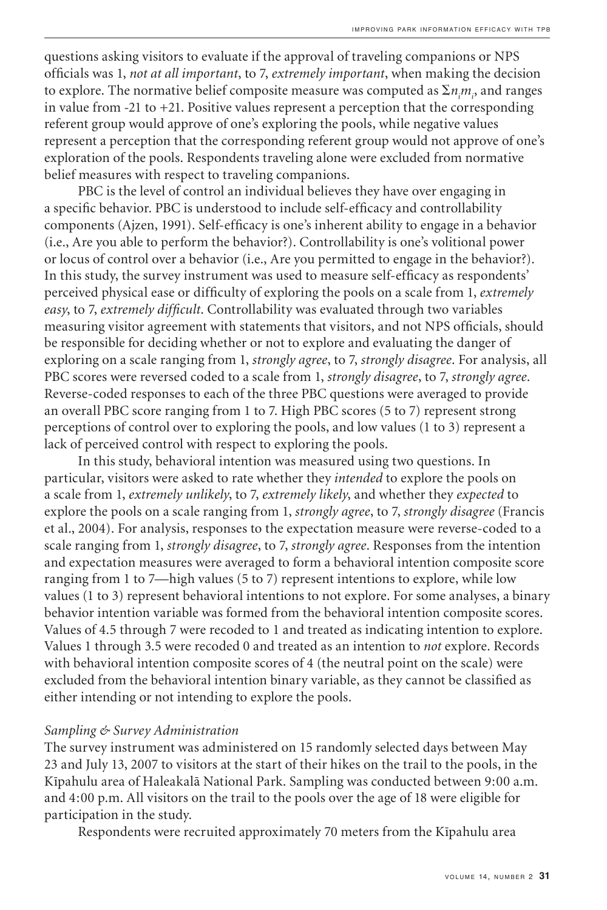questions asking visitors to evaluate if the approval of traveling companions or NPS officials was 1, *not at all important*, to 7, *extremely important*, when making the decision to explore. The normative belief composite measure was computed as $\Sigma n_i m_i$, and ranges in value from -21 to +21. Positive values represent a perception that the corresponding referent group would approve of one's exploring the pools, while negative values represent a perception that the corresponding referent group would not approve of one's exploration of the pools. Respondents traveling alone were excluded from normative belief measures with respect to traveling companions.

PBC is the level of control an individual believes they have over engaging in a specific behavior. PBC is understood to include self-efficacy and controllability components (Ajzen, 1991). Self-efficacy is one's inherent ability to engage in a behavior (i.e., Are you able to perform the behavior?). Controllability is one's volitional power or locus of control over a behavior (i.e., Are you permitted to engage in the behavior?). In this study, the survey instrument was used to measure self-efficacy as respondents' perceived physical ease or difficulty of exploring the pools on a scale from 1, *extremely easy*, to 7, *extremely difficult*. Controllability was evaluated through two variables measuring visitor agreement with statements that visitors, and not NPS officials, should be responsible for deciding whether or not to explore and evaluating the danger of exploring on a scale ranging from 1, *strongly agree*, to 7, *strongly disagree*. For analysis, all PBC scores were reversed coded to a scale from 1, *strongly disagree*, to 7, *strongly agree*. Reverse-coded responses to each of the three PBC questions were averaged to provide an overall PBC score ranging from 1 to 7. High PBC scores (5 to 7) represent strong perceptions of control over to exploring the pools, and low values (1 to 3) represent a lack of perceived control with respect to exploring the pools.

In this study, behavioral intention was measured using two questions. In particular, visitors were asked to rate whether they *intended* to explore the pools on a scale from 1, *extremely unlikely*, to 7, *extremely likely*, and whether they *expected* to explore the pools on a scale ranging from 1, *strongly agree*, to 7, *strongly disagree* (Francis et al., 2004). For analysis, responses to the expectation measure were reverse-coded to a scale ranging from 1, *strongly disagree*, to 7, *strongly agree*. Responses from the intention and expectation measures were averaged to form a behavioral intention composite score ranging from 1 to 7—high values (5 to 7) represent intentions to explore, while low values (1 to 3) represent behavioral intentions to not explore. For some analyses, a binary behavior intention variable was formed from the behavioral intention composite scores. Values of 4.5 through 7 were recoded to 1 and treated as indicating intention to explore. Values 1 through 3.5 were recoded 0 and treated as an intention to *not* explore. Records with behavioral intention composite scores of 4 (the neutral point on the scale) were excluded from the behavioral intention binary variable, as they cannot be classified as either intending or not intending to explore the pools.

### *Sampling & Survey Administration*

The survey instrument was administered on 15 randomly selected days between May 23 and July 13, 2007 to visitors at the start of their hikes on the trail to the pools, in the Kīpahulu area of Haleakalā National Park. Sampling was conducted between 9:00 a.m. and 4:00 p.m. All visitors on the trail to the pools over the age of 18 were eligible for participation in the study.

Respondents were recruited approximately 70 meters from the Kīpahulu area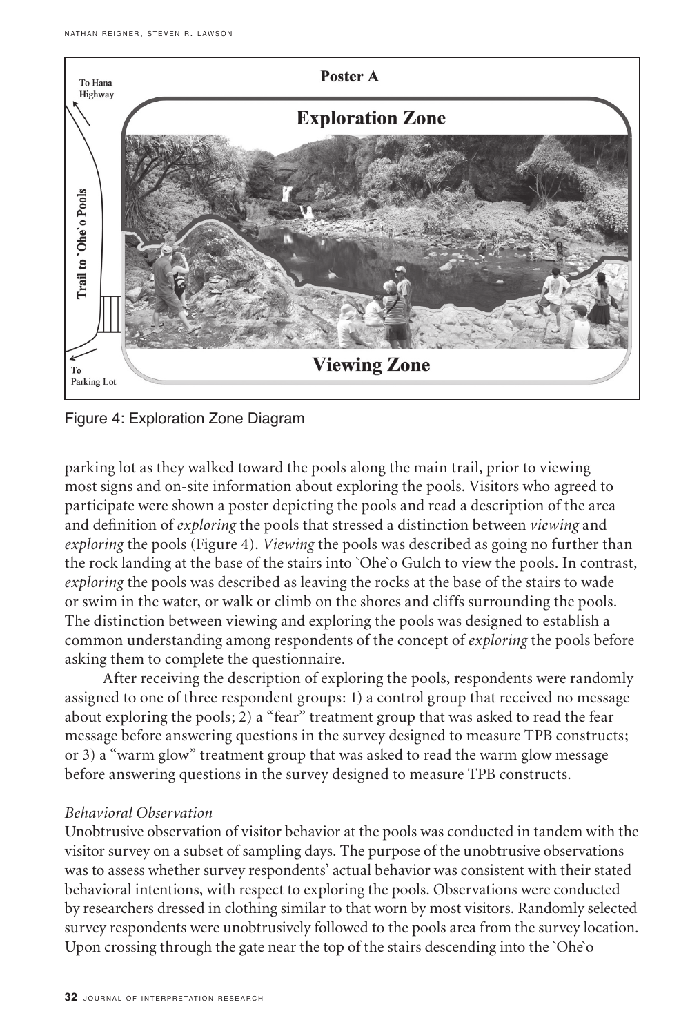Figure 4: Exploration Zone Diagram

parking lot as they walked toward the pools along the main trail, prior to viewing most signs and on-site information about exploring the pools. Visitors who agreed to participate were shown a poster depicting the pools and read a description of the area and definition of *exploring* the pools that stressed a distinction between *viewing* and *exploring* the pools (Figure 4). *Viewing* the pools was described as going no further than the rock landing at the base of the stairs into `Ohe`o Gulch to view the pools. In contrast, *exploring* the pools was described as leaving the rocks at the base of the stairs to wade or swim in the water, or walk or climb on the shores and cliffs surrounding the pools. The distinction between viewing and exploring the pools was designed to establish a common understanding among respondents of the concept of *exploring* the pools before asking them to complete the questionnaire.

After receiving the description of exploring the pools, respondents were randomly assigned to one of three respondent groups: 1) a control group that received no message about exploring the pools; 2) a "fear" treatment group that was asked to read the fear message before answering questions in the survey designed to measure TPB constructs; or 3) a "warm glow" treatment group that was asked to read the warm glow message before answering questions in the survey designed to measure TPB constructs.

*Behavioral Observation*

Unobtrusive observation of visitor behavior at the pools was conducted in tandem with the visitor survey on a subset of sampling days. The purpose of the unobtrusive observations was to assess whether survey respondents' actual behavior was consistent with their stated behavioral intentions, with respect to exploring the pools. Observations were conducted by researchers dressed in clothing similar to that worn by most visitors. Randomly selected survey respondents were unobtrusively followed to the pools area from the survey location. Upon crossing through the gate near the top of the stairs descending into the `Ohe`o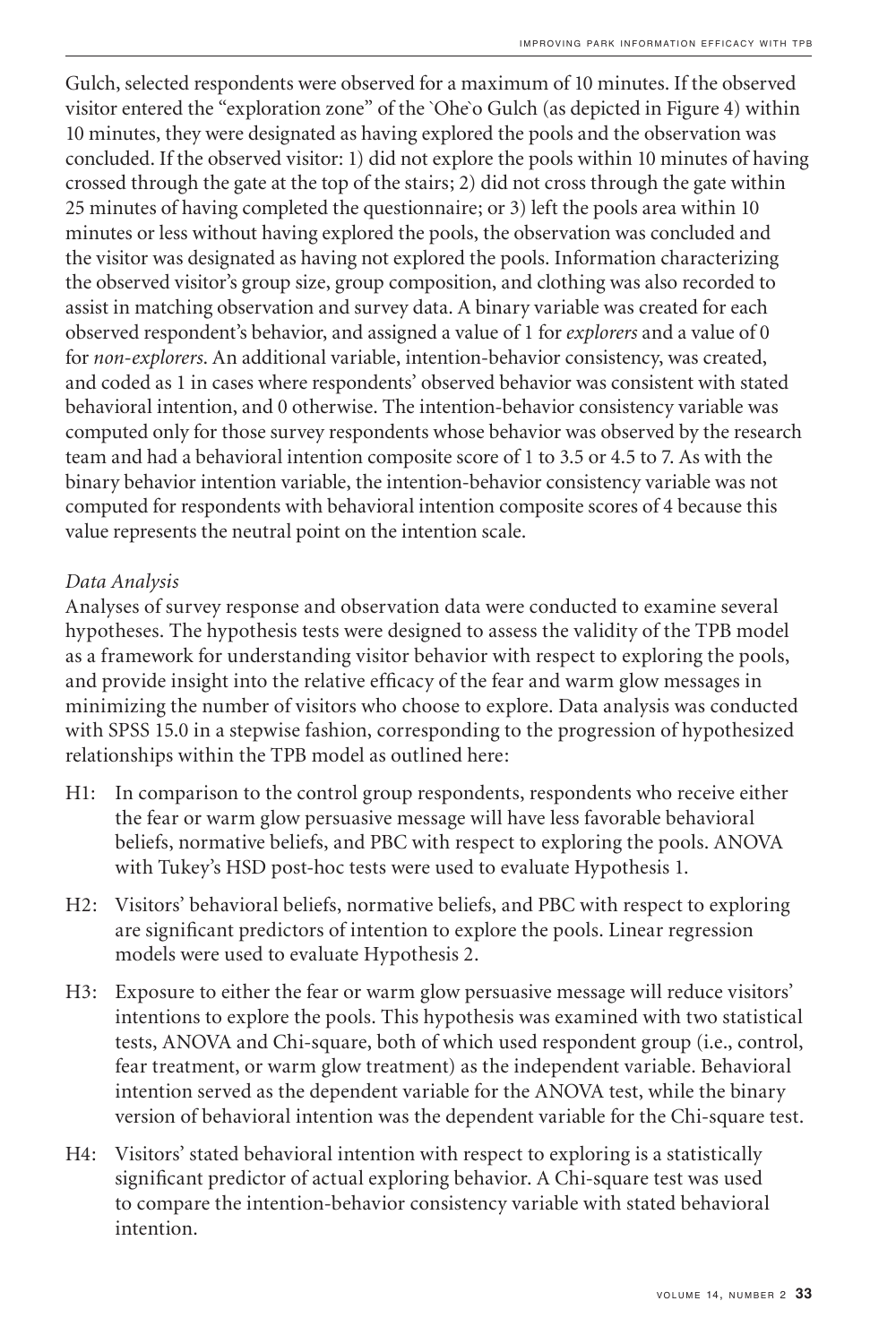Gulch, selected respondents were observed for a maximum of 10 minutes. If the observed visitor entered the "exploration zone" of the `Ohe`o Gulch (as depicted in Figure 4) within 10 minutes, they were designated as having explored the pools and the observation was concluded. If the observed visitor: 1) did not explore the pools within 10 minutes of having crossed through the gate at the top of the stairs; 2) did not cross through the gate within 25 minutes of having completed the questionnaire; or 3) left the pools area within 10 minutes or less without having explored the pools, the observation was concluded and the visitor was designated as having not explored the pools. Information characterizing the observed visitor's group size, group composition, and clothing was also recorded to assist in matching observation and survey data. A binary variable was created for each observed respondent's behavior, and assigned a value of 1 for *explorers* and a value of 0 for *non-explorers*. An additional variable, intention-behavior consistency, was created, and coded as 1 in cases where respondents' observed behavior was consistent with stated behavioral intention, and 0 otherwise. The intention-behavior consistency variable was computed only for those survey respondents whose behavior was observed by the research team and had a behavioral intention composite score of 1 to 3.5 or 4.5 to 7. As with the binary behavior intention variable, the intention-behavior consistency variable was not computed for respondents with behavioral intention composite scores of 4 because this value represents the neutral point on the intention scale.

*Data Analysis*

Analyses of survey response and observation data were conducted to examine several hypotheses. The hypothesis tests were designed to assess the validity of the TPB model as a framework for understanding visitor behavior with respect to exploring the pools, and provide insight into the relative efficacy of the fear and warm glow messages in minimizing the number of visitors who choose to explore. Data analysis was conducted with SPSS 15.0 in a stepwise fashion, corresponding to the progression of hypothesized relationships within the TPB model as outlined here:

- H1: In comparison to the control group respondents, respondents who receive either the fear or warm glow persuasive message will have less favorable behavioral beliefs, normative beliefs, and PBC with respect to exploring the pools. ANOVA with Tukey's HSD post-hoc tests were used to evaluate Hypothesis 1.
- H2: Visitors' behavioral beliefs, normative beliefs, and PBC with respect to exploring are significant predictors of intention to explore the pools. Linear regression models were used to evaluate Hypothesis 2.
- H3: Exposure to either the fear or warm glow persuasive message will reduce visitors' intentions to explore the pools. This hypothesis was examined with two statistical tests, ANOVA and Chi-square, both of which used respondent group (i.e., control, fear treatment, or warm glow treatment) as the independent variable. Behavioral intention served as the dependent variable for the ANOVA test, while the binary version of behavioral intention was the dependent variable for the Chi-square test.
- H4: Visitors' stated behavioral intention with respect to exploring is a statistically significant predictor of actual exploring behavior. A Chi-square test was used to compare the intention-behavior consistency variable with stated behavioral intention.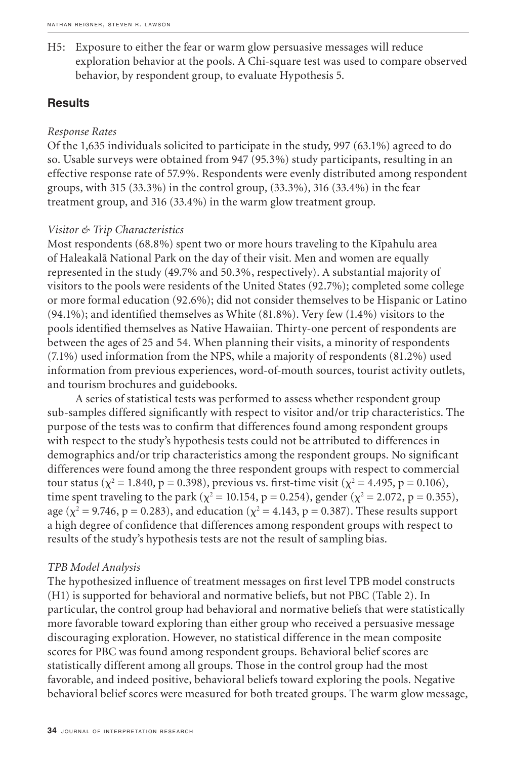H5: Exposure to either the fear or warm glow persuasive messages will reduce exploration behavior at the pools. A Chi-square test was used to compare observed behavior, by respondent group, to evaluate Hypothesis 5.

## Results

*Response Rates*

Of the 1,635 individuals solicited to participate in the study, 997 (63.1%) agreed to do so. Usable surveys were obtained from 947 (95.3%) study participants, resulting in an effective response rate of 57.9%. Respondents were evenly distributed among respondent groups, with 315 (33.3%) in the control group, (33.3%), 316 (33.4%) in the fear treatment group, and 316 (33.4%) in the warm glow treatment group.

*Visitor & Trip Characteristics*

Most respondents (68.8%) spent two or more hours traveling to the Kīpahulu area of Haleakalā National Park on the day of their visit. Men and women are equally represented in the study (49.7% and 50.3%, respectively). A substantial majority of visitors to the pools were residents of the United States (92.7%); completed some college or more formal education (92.6%); did not consider themselves to be Hispanic or Latino (94.1%); and identified themselves as White (81.8%). Very few (1.4%) visitors to the pools identified themselves as Native Hawaiian. Thirty-one percent of respondents are between the ages of 25 and 54. When planning their visits, a minority of respondents (7.1%) used information from the NPS, while a majority of respondents (81.2%) used information from previous experiences, word-of-mouth sources, tourist activity outlets, and tourism brochures and guidebooks.

A series of statistical tests was performed to assess whether respondent group sub-samples differed significantly with respect to visitor and/or trip characteristics. The purpose of the tests was to confirm that differences found among respondent groups with respect to the study's hypothesis tests could not be attributed to differences in demographics and/or trip characteristics among the respondent groups. No significant differences were found among the three respondent groups with respect to commercial tour status ($\chi^2 = 1.840$, $p = 0.398$), previous vs. first-time visit ($\chi^2 = 4.495$, $p = 0.106$), time spent traveling to the park ($\chi^2 = 10.154$, $p = 0.254$), gender ($\chi^2 = 2.072$, $p = 0.355$), age ($\chi^2 = 9.746$, $p = 0.283$), and education ($\chi^2 = 4.143$, $p = 0.387$). These results support a high degree of confidence that differences among respondent groups with respect to results of the study's hypothesis tests are not the result of sampling bias.

*TPB Model Analysis*

The hypothesized influence of treatment messages on first level TPB model constructs (H1) is supported for behavioral and normative beliefs, but not PBC (Table 2). In particular, the control group had behavioral and normative beliefs that were statistically more favorable toward exploring than either group who received a persuasive message discouraging exploration. However, no statistical difference in the mean composite scores for PBC was found among respondent groups. Behavioral belief scores are statistically different among all groups. Those in the control group had the most favorable, and indeed positive, behavioral beliefs toward exploring the pools. Negative behavioral belief scores were measured for both treated groups. The warm glow message,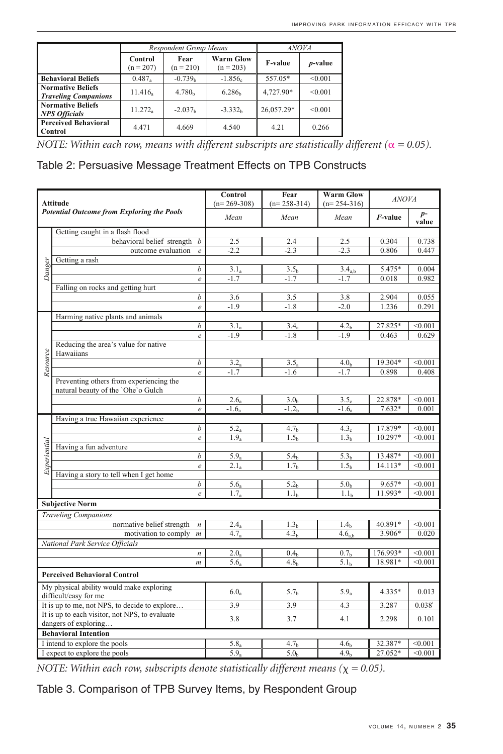| | Respondent Group Means | | | ANOVA | |
|---|---|---|---|---|---|
| | Control (n = 207) | Fear (n = 210) | Warm Glow (n = 203) | F-value | *p*-value |
| **Behavioral Beliefs** | $0.487_a$ | $-0.739_b$ | $-1.856_c$ | 557.05* | <0.001 |
| **Normative Beliefs** ***Traveling Companions*** | $11.416_a$ | $4.780_b$ | $6.286_b$ | 4,727.90* | <0.001 |
| **Normative Beliefs** ***NPS Officials*** | $11.272_a$ | $-2.037_b$ | $-3.332_b$ | 26,057.29* | <0.001 |
| **Perceived Behavioral Control** | 4.471 | 4.669 | 4.540 | 4.21 | 0.266 |

*NOTE: Within each row, means with different subscripts are statistically different (α = 0.05).*

Table 2: Persuasive Message Treatment Effects on TPB Constructs

| **Attitude** *Potential Outcome from Exploring the Pools* | | Control (n= 269-308) Mean | Fear (n= 258-314) Mean | Warm Glow (n= 254-316) Mean | ANOVA *F*-value | ANOVA *p*-value |
|---|---|---|---|---|---|---|
| *Danger* | Getting caught in a flash flood | | | | | |
| | behavioral belief strength *b* | 2.5 | 2.4 | 2.5 | 0.304 | 0.738 |
| | outcome evaluation *e* | -2.2 | -2.3 | -2.3 | 0.806 | 0.447 |
| | Getting a rash | | | | | |
| | *b* | $3.1_a$ | $3.5_b$ | $3.4_{a,b}$ | 5.475* | 0.004 |
| | *e* | -1.7 | -1.7 | -1.7 | 0.018 | 0.982 |
| | Falling on rocks and getting hurt | | | | | |
| | *b* | 3.6 | 3.5 | 3.8 | 2.904 | 0.055 |
| | *e* | -1.9 | -1.8 | -2.0 | 1.236 | 0.291 |
| *Resource* | Harming native plants and animals | | | | | |
| | *b* | $3.1_a$ | $3.4_a$ | $4.2_b$ | 27.825* | <0.001 |
| | *e* | -1.9 | -1.8 | -1.9 | 0.463 | 0.629 |
| | Reducing the area's value for native Hawaiians | | | | | |
| | *b* | $3.2_a$ | $3.5_a$ | $4.0_b$ | 19.304* | <0.001 |
| | *e* | -1.7 | -1.6 | -1.7 | 0.898 | 0.408 |
| | Preventing others from experiencing the natural beauty of the `Ohe`o Gulch | | | | | |
| | *b* | $2.6_a$ | $3.0_b$ | $3.5_c$ | 22.878* | <0.001 |
| | *e* | $-1.6_a$ | $-1.2_b$ | $-1.6_a$ | 7.632* | 0.001 |
| *Experiential* | Having a true Hawaiian experience | | | | | |
| | *b* | $5.2_a$ | $4.7_b$ | $4.3_c$ | 17.879* | <0.001 |
| | *e* | $1.9_a$ | $1.5_b$ | $1.3_b$ | 10.297* | <0.001 |
| | Having a fun adventure | | | | | |
| | *b* | $5.9_a$ | $5.4_b$ | $5.3_b$ | 13.487* | <0.001 |
| | *e* | $2.1_a$ | $1.7_b$ | $1.5_b$ | 14.113* | <0.001 |
| | Having a story to tell when I get home | | | | | |
| | *b* | $5.6_a$ | $5.2_b$ | $5.0_b$ | 9.657* | <0.001 |
| | *e* | $1.7_a$ | $1.1_b$ | $1.1_b$ | 11.993* | <0.001 |
| **Subjective Norm** | | | | | | |
| *Traveling Companions* | | | | | | |
| | normative belief strength *n* | $2.4_a$ | $1.3_b$ | $1.4_b$ | 40.891* | <0.001 |
| | motivation to comply *m* | $4.7_a$ | $4.3_b$ | $4.6_{a,b}$ | 3.906* | 0.020 |
| *National Park Service Officials* | | | | | | |
| | *n* | $2.0_a$ | $0.4_b$ | $0.7_b$ | 176.993* | <0.001 |
| | *m* | $5.6_a$ | $4.8_b$ | $5.1_b$ | 18.981* | <0.001 |
| **Perceived Behavioral Control** | | | | | | |
| My physical ability would make exploring difficult/easy for me | | $6.0_a$ | $5.7_b$ | $5.9_a$ | 4.335* | 0.013 |
| It is up to me, not NPS, to decide to explore… | | 3.9 | 3.9 | 4.3 | 3.287 | 0.038[1] |
| It is up to each visitor, not NPS, to evaluate dangers of exploring… | | 3.8 | 3.7 | 4.1 | 2.298 | 0.101 |
| **Behavioral Intention** | | | | | | |
| I intend to explore the pools | | $5.8_a$ | $4.7_b$ | $4.6_b$ | 32.387* | <0.001 |
| I expect to explore the pools | | $5.9_a$ | $5.0_b$ | $4.9_b$ | 27.052* | <0.001 |

*NOTE: Within each row, subscripts denote statistically different means (χ = 0.05).*

Table 3. Comparison of TPB Survey Items, by Respondent Group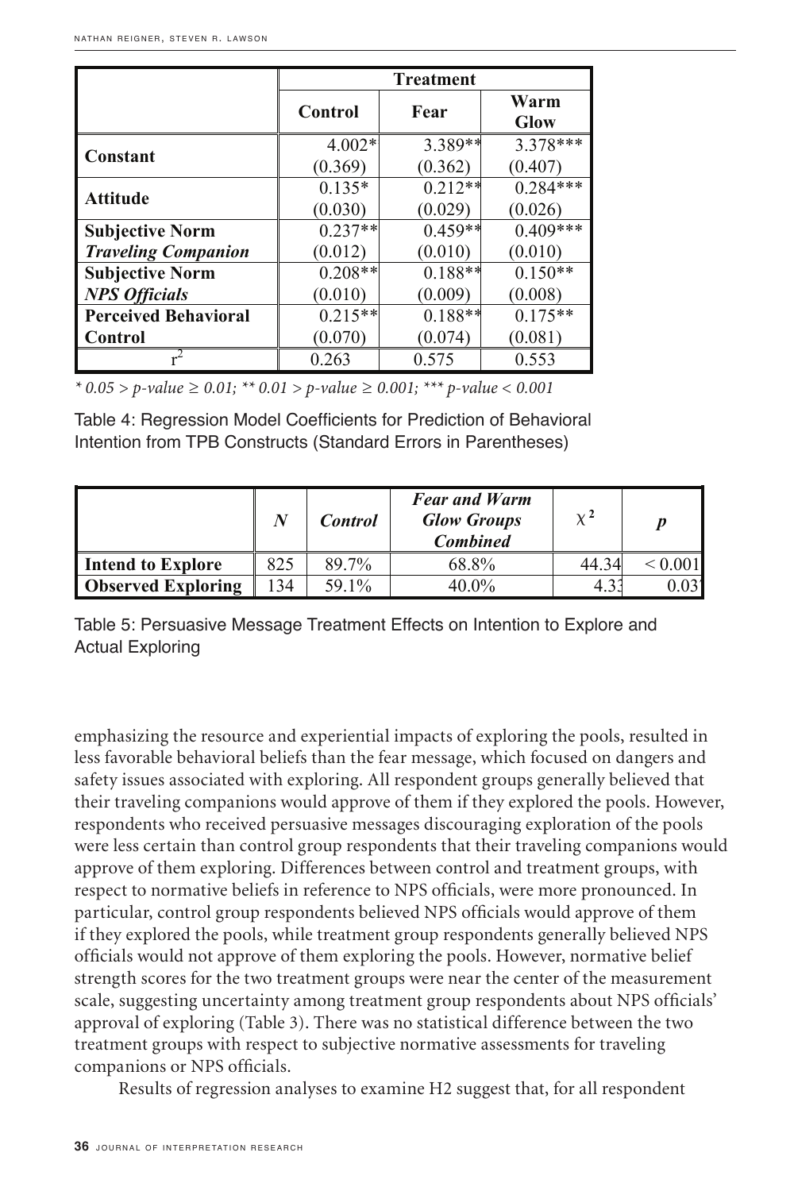| | Treatment | | |
|---|---|---|---|
| | **Control** | **Fear** | **Warm Glow** |
| **Constant** | 4.002* (0.369) | 3.389** (0.362) | 3.378*** (0.407) |
| **Attitude** | 0.135* (0.030) | 0.212** (0.029) | 0.284*** (0.026) |
| **Subjective Norm *Traveling Companion*** | 0.237** (0.012) | 0.459** (0.010) | 0.409*** (0.010) |
| **Subjective Norm *NPS Officials*** | 0.208** (0.010) | 0.188** (0.009) | 0.150** (0.008) |
| **Perceived Behavioral Control** | 0.215** (0.070) | 0.188** (0.074) | 0.175** (0.081) |
| $r^2$ | 0.263 | 0.575 | 0.553 |

*\* 0.05 > p-value ≥ 0.01; \*\* 0.01 > p-value ≥ 0.001; \*\*\* p-value < 0.001*

Table 4: Regression Model Coefficients for Prediction of Behavioral Intention from TPB Constructs (Standard Errors in Parentheses)

| | *N* | *Control* | *Fear and Warm Glow Groups Combined* | $\chi^2$ | *p* |
|---|---|---|---|---|---|
| **Intend to Explore** | 825 | 89.7% | 68.8% | 44.34 | < 0.001 |
| **Observed Exploring** | 134 | 59.1% | 40.0% | 4.33 | 0.037 |

Table 5: Persuasive Message Treatment Effects on Intention to Explore and Actual Exploring

emphasizing the resource and experiential impacts of exploring the pools, resulted in less favorable behavioral beliefs than the fear message, which focused on dangers and safety issues associated with exploring. All respondent groups generally believed that their traveling companions would approve of them if they explored the pools. However, respondents who received persuasive messages discouraging exploration of the pools were less certain than control group respondents that their traveling companions would approve of them exploring. Differences between control and treatment groups, with respect to normative beliefs in reference to NPS officials, were more pronounced. In particular, control group respondents believed NPS officials would approve of them if they explored the pools, while treatment group respondents generally believed NPS officials would not approve of them exploring the pools. However, normative belief strength scores for the two treatment groups were near the center of the measurement scale, suggesting uncertainty among treatment group respondents about NPS officials' approval of exploring (Table 3). There was no statistical difference between the two treatment groups with respect to subjective normative assessments for traveling companions or NPS officials.

Results of regression analyses to examine H2 suggest that, for all respondent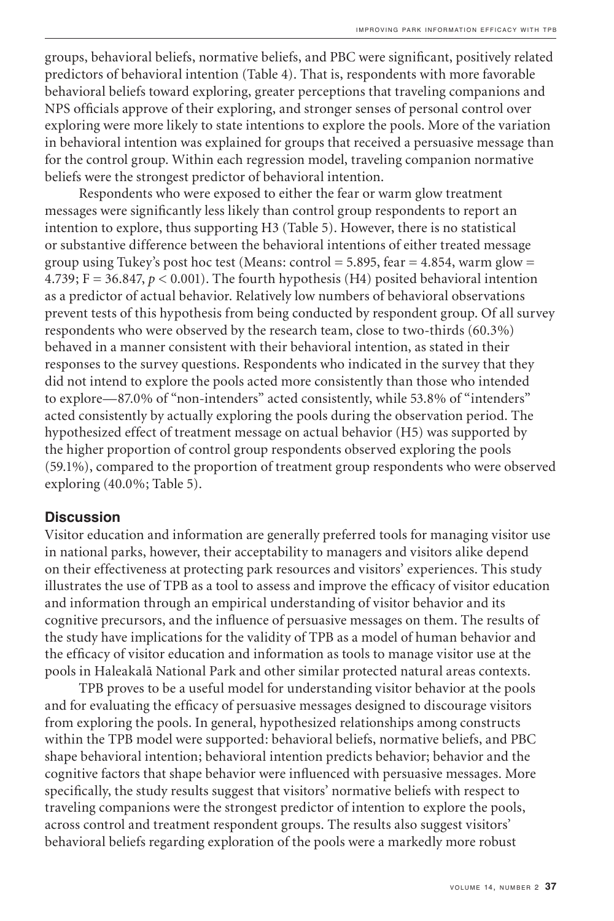groups, behavioral beliefs, normative beliefs, and PBC were significant, positively related predictors of behavioral intention (Table 4). That is, respondents with more favorable behavioral beliefs toward exploring, greater perceptions that traveling companions and NPS officials approve of their exploring, and stronger senses of personal control over exploring were more likely to state intentions to explore the pools. More of the variation in behavioral intention was explained for groups that received a persuasive message than for the control group. Within each regression model, traveling companion normative beliefs were the strongest predictor of behavioral intention.

Respondents who were exposed to either the fear or warm glow treatment messages were significantly less likely than control group respondents to report an intention to explore, thus supporting H3 (Table 5). However, there is no statistical or substantive difference between the behavioral intentions of either treated message group using Tukey's post hoc test (Means: control = 5.895, fear = 4.854, warm glow = 4.739; $F = 36.847$, $p < 0.001$). The fourth hypothesis (H4) posited behavioral intention as a predictor of actual behavior. Relatively low numbers of behavioral observations prevent tests of this hypothesis from being conducted by respondent group. Of all survey respondents who were observed by the research team, close to two-thirds (60.3%) behaved in a manner consistent with their behavioral intention, as stated in their responses to the survey questions. Respondents who indicated in the survey that they did not intend to explore the pools acted more consistently than those who intended to explore—87.0% of "non-intenders" acted consistently, while 53.8% of "intenders" acted consistently by actually exploring the pools during the observation period. The hypothesized effect of treatment message on actual behavior (H5) was supported by the higher proportion of control group respondents observed exploring the pools (59.1%), compared to the proportion of treatment group respondents who were observed exploring (40.0%; Table 5).

## Discussion

Visitor education and information are generally preferred tools for managing visitor use in national parks, however, their acceptability to managers and visitors alike depend on their effectiveness at protecting park resources and visitors' experiences. This study illustrates the use of TPB as a tool to assess and improve the efficacy of visitor education and information through an empirical understanding of visitor behavior and its cognitive precursors, and the influence of persuasive messages on them. The results of the study have implications for the validity of TPB as a model of human behavior and the efficacy of visitor education and information as tools to manage visitor use at the pools in Haleakalā National Park and other similar protected natural areas contexts.

TPB proves to be a useful model for understanding visitor behavior at the pools and for evaluating the efficacy of persuasive messages designed to discourage visitors from exploring the pools. In general, hypothesized relationships among constructs within the TPB model were supported: behavioral beliefs, normative beliefs, and PBC shape behavioral intention; behavioral intention predicts behavior; behavior and the cognitive factors that shape behavior were influenced with persuasive messages. More specifically, the study results suggest that visitors' normative beliefs with respect to traveling companions were the strongest predictor of intention to explore the pools, across control and treatment respondent groups. The results also suggest visitors' behavioral beliefs regarding exploration of the pools were a markedly more robust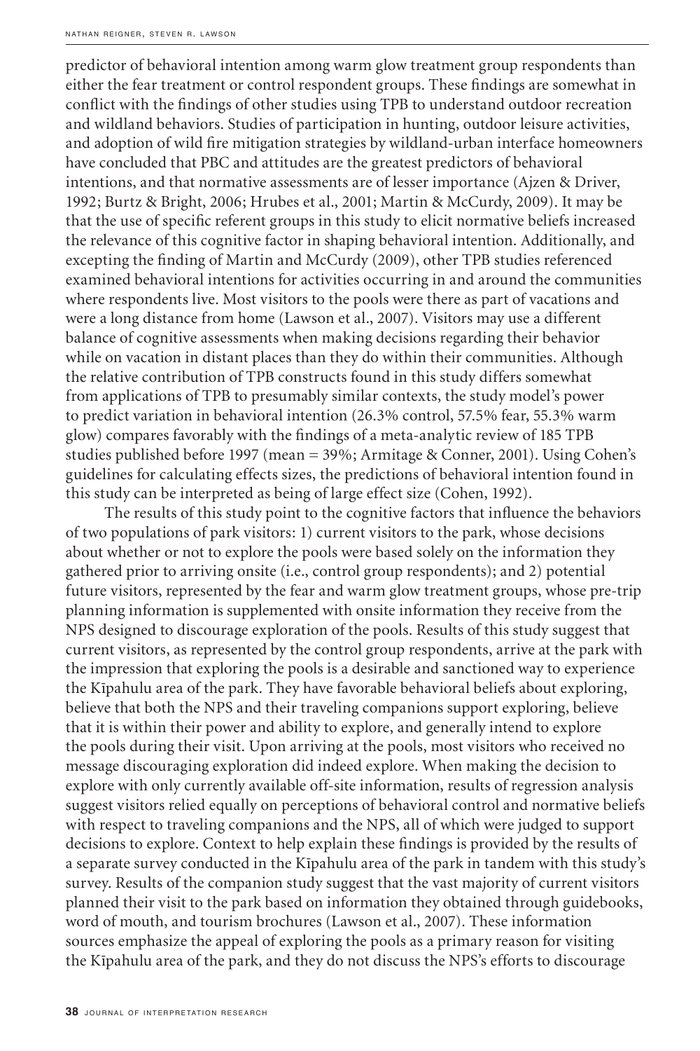predictor of behavioral intention among warm glow treatment group respondents than either the fear treatment or control respondent groups. These findings are somewhat in conflict with the findings of other studies using TPB to understand outdoor recreation and wildland behaviors. Studies of participation in hunting, outdoor leisure activities, and adoption of wild fire mitigation strategies by wildland-urban interface homeowners have concluded that PBC and attitudes are the greatest predictors of behavioral intentions, and that normative assessments are of lesser importance (Ajzen & Driver, 1992; Burtz & Bright, 2006; Hrubes et al., 2001; Martin & McCurdy, 2009). It may be that the use of specific referent groups in this study to elicit normative beliefs increased the relevance of this cognitive factor in shaping behavioral intention. Additionally, and excepting the finding of Martin and McCurdy (2009), other TPB studies referenced examined behavioral intentions for activities occurring in and around the communities where respondents live. Most visitors to the pools were there as part of vacations and were a long distance from home (Lawson et al., 2007). Visitors may use a different balance of cognitive assessments when making decisions regarding their behavior while on vacation in distant places than they do within their communities. Although the relative contribution of TPB constructs found in this study differs somewhat from applications of TPB to presumably similar contexts, the study model's power to predict variation in behavioral intention (26.3% control, 57.5% fear, 55.3% warm glow) compares favorably with the findings of a meta-analytic review of 185 TPB studies published before 1997 (mean = 39%; Armitage & Conner, 2001). Using Cohen's guidelines for calculating effects sizes, the predictions of behavioral intention found in this study can be interpreted as being of large effect size (Cohen, 1992).

The results of this study point to the cognitive factors that influence the behaviors of two populations of park visitors: 1) current visitors to the park, whose decisions about whether or not to explore the pools were based solely on the information they gathered prior to arriving onsite (i.e., control group respondents); and 2) potential future visitors, represented by the fear and warm glow treatment groups, whose pre-trip planning information is supplemented with onsite information they receive from the NPS designed to discourage exploration of the pools. Results of this study suggest that current visitors, as represented by the control group respondents, arrive at the park with the impression that exploring the pools is a desirable and sanctioned way to experience the Kīpahulu area of the park. They have favorable behavioral beliefs about exploring, believe that both the NPS and their traveling companions support exploring, believe that it is within their power and ability to explore, and generally intend to explore the pools during their visit. Upon arriving at the pools, most visitors who received no message discouraging exploration did indeed explore. When making the decision to explore with only currently available off-site information, results of regression analysis suggest visitors relied equally on perceptions of behavioral control and normative beliefs with respect to traveling companions and the NPS, all of which were judged to support decisions to explore. Context to help explain these findings is provided by the results of a separate survey conducted in the Kīpahulu area of the park in tandem with this study's survey. Results of the companion study suggest that the vast majority of current visitors planned their visit to the park based on information they obtained through guidebooks, word of mouth, and tourism brochures (Lawson et al., 2007). These information sources emphasize the appeal of exploring the pools as a primary reason for visiting the Kīpahulu area of the park, and they do not discuss the NPS's efforts to discourage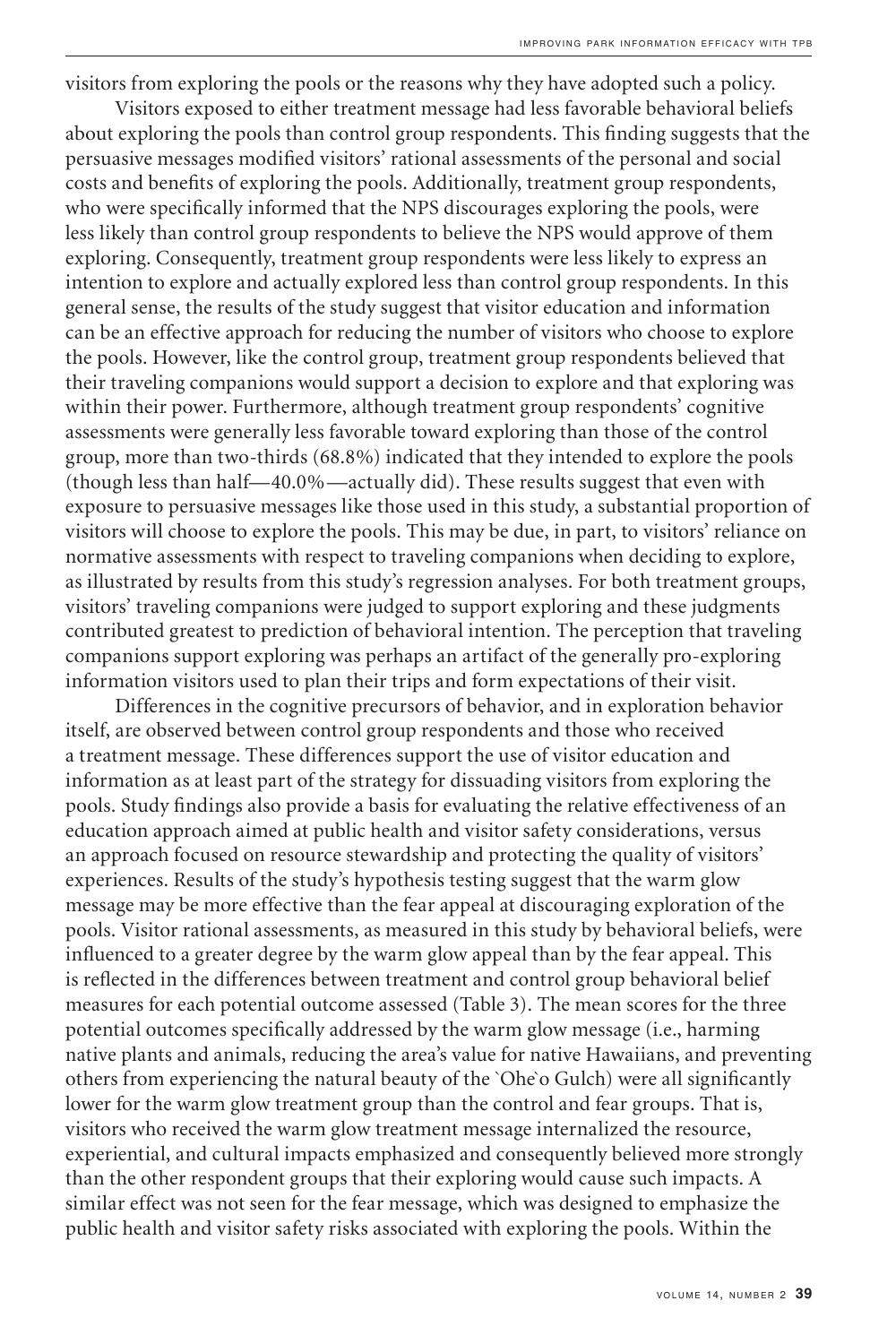visitors from exploring the pools or the reasons why they have adopted such a policy.

Visitors exposed to either treatment message had less favorable behavioral beliefs about exploring the pools than control group respondents. This finding suggests that the persuasive messages modified visitors' rational assessments of the personal and social costs and benefits of exploring the pools. Additionally, treatment group respondents, who were specifically informed that the NPS discourages exploring the pools, were less likely than control group respondents to believe the NPS would approve of them exploring. Consequently, treatment group respondents were less likely to express an intention to explore and actually explored less than control group respondents. In this general sense, the results of the study suggest that visitor education and information can be an effective approach for reducing the number of visitors who choose to explore the pools. However, like the control group, treatment group respondents believed that their traveling companions would support a decision to explore and that exploring was within their power. Furthermore, although treatment group respondents' cognitive assessments were generally less favorable toward exploring than those of the control group, more than two-thirds (68.8%) indicated that they intended to explore the pools (though less than half—40.0%—actually did). These results suggest that even with exposure to persuasive messages like those used in this study, a substantial proportion of visitors will choose to explore the pools. This may be due, in part, to visitors' reliance on normative assessments with respect to traveling companions when deciding to explore, as illustrated by results from this study's regression analyses. For both treatment groups, visitors' traveling companions were judged to support exploring and these judgments contributed greatest to prediction of behavioral intention. The perception that traveling companions support exploring was perhaps an artifact of the generally pro-exploring information visitors used to plan their trips and form expectations of their visit.

Differences in the cognitive precursors of behavior, and in exploration behavior itself, are observed between control group respondents and those who received a treatment message. These differences support the use of visitor education and information as at least part of the strategy for dissuading visitors from exploring the pools. Study findings also provide a basis for evaluating the relative effectiveness of an education approach aimed at public health and visitor safety considerations, versus an approach focused on resource stewardship and protecting the quality of visitors' experiences. Results of the study's hypothesis testing suggest that the warm glow message may be more effective than the fear appeal at discouraging exploration of the pools. Visitor rational assessments, as measured in this study by behavioral beliefs, were influenced to a greater degree by the warm glow appeal than by the fear appeal. This is reflected in the differences between treatment and control group behavioral belief measures for each potential outcome assessed (Table 3). The mean scores for the three potential outcomes specifically addressed by the warm glow message (i.e., harming native plants and animals, reducing the area's value for native Hawaiians, and preventing others from experiencing the natural beauty of the `Ohe`o Gulch) were all significantly lower for the warm glow treatment group than the control and fear groups. That is, visitors who received the warm glow treatment message internalized the resource, experiential, and cultural impacts emphasized and consequently believed more strongly than the other respondent groups that their exploring would cause such impacts. A similar effect was not seen for the fear message, which was designed to emphasize the public health and visitor safety risks associated with exploring the pools. Within the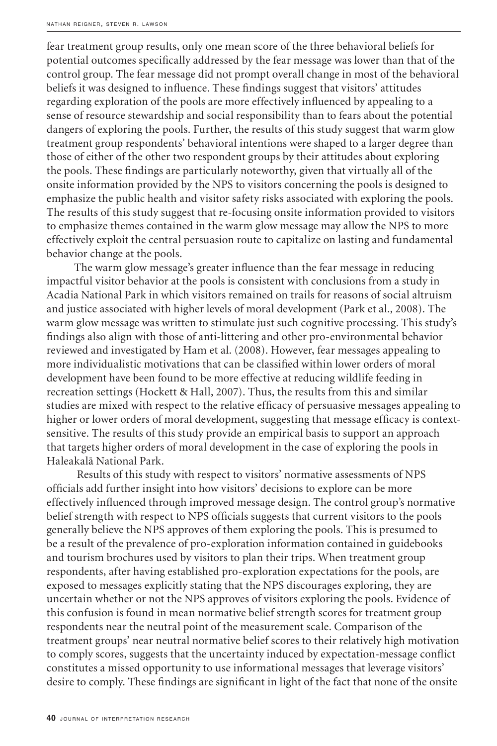fear treatment group results, only one mean score of the three behavioral beliefs for potential outcomes specifically addressed by the fear message was lower than that of the control group. The fear message did not prompt overall change in most of the behavioral beliefs it was designed to influence. These findings suggest that visitors' attitudes regarding exploration of the pools are more effectively influenced by appealing to a sense of resource stewardship and social responsibility than to fears about the potential dangers of exploring the pools. Further, the results of this study suggest that warm glow treatment group respondents' behavioral intentions were shaped to a larger degree than those of either of the other two respondent groups by their attitudes about exploring the pools. These findings are particularly noteworthy, given that virtually all of the onsite information provided by the NPS to visitors concerning the pools is designed to emphasize the public health and visitor safety risks associated with exploring the pools. The results of this study suggest that re-focusing onsite information provided to visitors to emphasize themes contained in the warm glow message may allow the NPS to more effectively exploit the central persuasion route to capitalize on lasting and fundamental behavior change at the pools.

The warm glow message's greater influence than the fear message in reducing impactful visitor behavior at the pools is consistent with conclusions from a study in Acadia National Park in which visitors remained on trails for reasons of social altruism and justice associated with higher levels of moral development (Park et al., 2008). The warm glow message was written to stimulate just such cognitive processing. This study's findings also align with those of anti-littering and other pro-environmental behavior reviewed and investigated by Ham et al. (2008). However, fear messages appealing to more individualistic motivations that can be classified within lower orders of moral development have been found to be more effective at reducing wildlife feeding in recreation settings (Hockett & Hall, 2007). Thus, the results from this and similar studies are mixed with respect to the relative efficacy of persuasive messages appealing to higher or lower orders of moral development, suggesting that message efficacy is context-sensitive. The results of this study provide an empirical basis to support an approach that targets higher orders of moral development in the case of exploring the pools in Haleakalā National Park.

Results of this study with respect to visitors' normative assessments of NPS officials add further insight into how visitors' decisions to explore can be more effectively influenced through improved message design. The control group's normative belief strength with respect to NPS officials suggests that current visitors to the pools generally believe the NPS approves of them exploring the pools. This is presumed to be a result of the prevalence of pro-exploration information contained in guidebooks and tourism brochures used by visitors to plan their trips. When treatment group respondents, after having established pro-exploration expectations for the pools, are exposed to messages explicitly stating that the NPS discourages exploring, they are uncertain whether or not the NPS approves of visitors exploring the pools. Evidence of this confusion is found in mean normative belief strength scores for treatment group respondents near the neutral point of the measurement scale. Comparison of the treatment groups' near neutral normative belief scores to their relatively high motivation to comply scores, suggests that the uncertainty induced by expectation-message conflict constitutes a missed opportunity to use informational messages that leverage visitors' desire to comply. These findings are significant in light of the fact that none of the onsite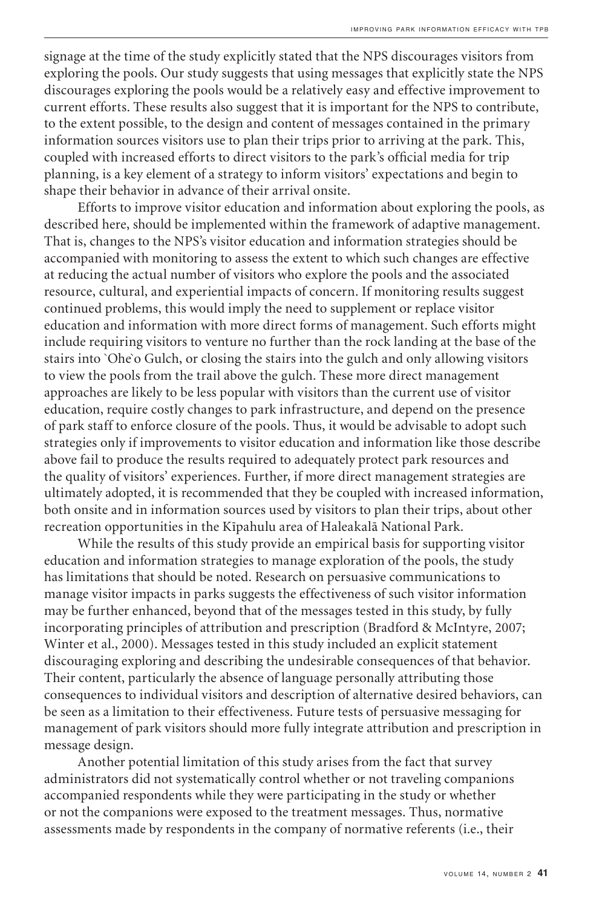signage at the time of the study explicitly stated that the NPS discourages visitors from exploring the pools. Our study suggests that using messages that explicitly state the NPS discourages exploring the pools would be a relatively easy and effective improvement to current efforts. These results also suggest that it is important for the NPS to contribute, to the extent possible, to the design and content of messages contained in the primary information sources visitors use to plan their trips prior to arriving at the park. This, coupled with increased efforts to direct visitors to the park's official media for trip planning, is a key element of a strategy to inform visitors' expectations and begin to shape their behavior in advance of their arrival onsite.

Efforts to improve visitor education and information about exploring the pools, as described here, should be implemented within the framework of adaptive management. That is, changes to the NPS's visitor education and information strategies should be accompanied with monitoring to assess the extent to which such changes are effective at reducing the actual number of visitors who explore the pools and the associated resource, cultural, and experiential impacts of concern. If monitoring results suggest continued problems, this would imply the need to supplement or replace visitor education and information with more direct forms of management. Such efforts might include requiring visitors to venture no further than the rock landing at the base of the stairs into `Ohe`o Gulch, or closing the stairs into the gulch and only allowing visitors to view the pools from the trail above the gulch. These more direct management approaches are likely to be less popular with visitors than the current use of visitor education, require costly changes to park infrastructure, and depend on the presence of park staff to enforce closure of the pools. Thus, it would be advisable to adopt such strategies only if improvements to visitor education and information like those describe above fail to produce the results required to adequately protect park resources and the quality of visitors' experiences. Further, if more direct management strategies are ultimately adopted, it is recommended that they be coupled with increased information, both onsite and in information sources used by visitors to plan their trips, about other recreation opportunities in the Kīpahulu area of Haleakalā National Park.

While the results of this study provide an empirical basis for supporting visitor education and information strategies to manage exploration of the pools, the study has limitations that should be noted. Research on persuasive communications to manage visitor impacts in parks suggests the effectiveness of such visitor information may be further enhanced, beyond that of the messages tested in this study, by fully incorporating principles of attribution and prescription (Bradford & McIntyre, 2007; Winter et al., 2000). Messages tested in this study included an explicit statement discouraging exploring and describing the undesirable consequences of that behavior. Their content, particularly the absence of language personally attributing those consequences to individual visitors and description of alternative desired behaviors, can be seen as a limitation to their effectiveness. Future tests of persuasive messaging for management of park visitors should more fully integrate attribution and prescription in message design.

Another potential limitation of this study arises from the fact that survey administrators did not systematically control whether or not traveling companions accompanied respondents while they were participating in the study or whether or not the companions were exposed to the treatment messages. Thus, normative assessments made by respondents in the company of normative referents (i.e., their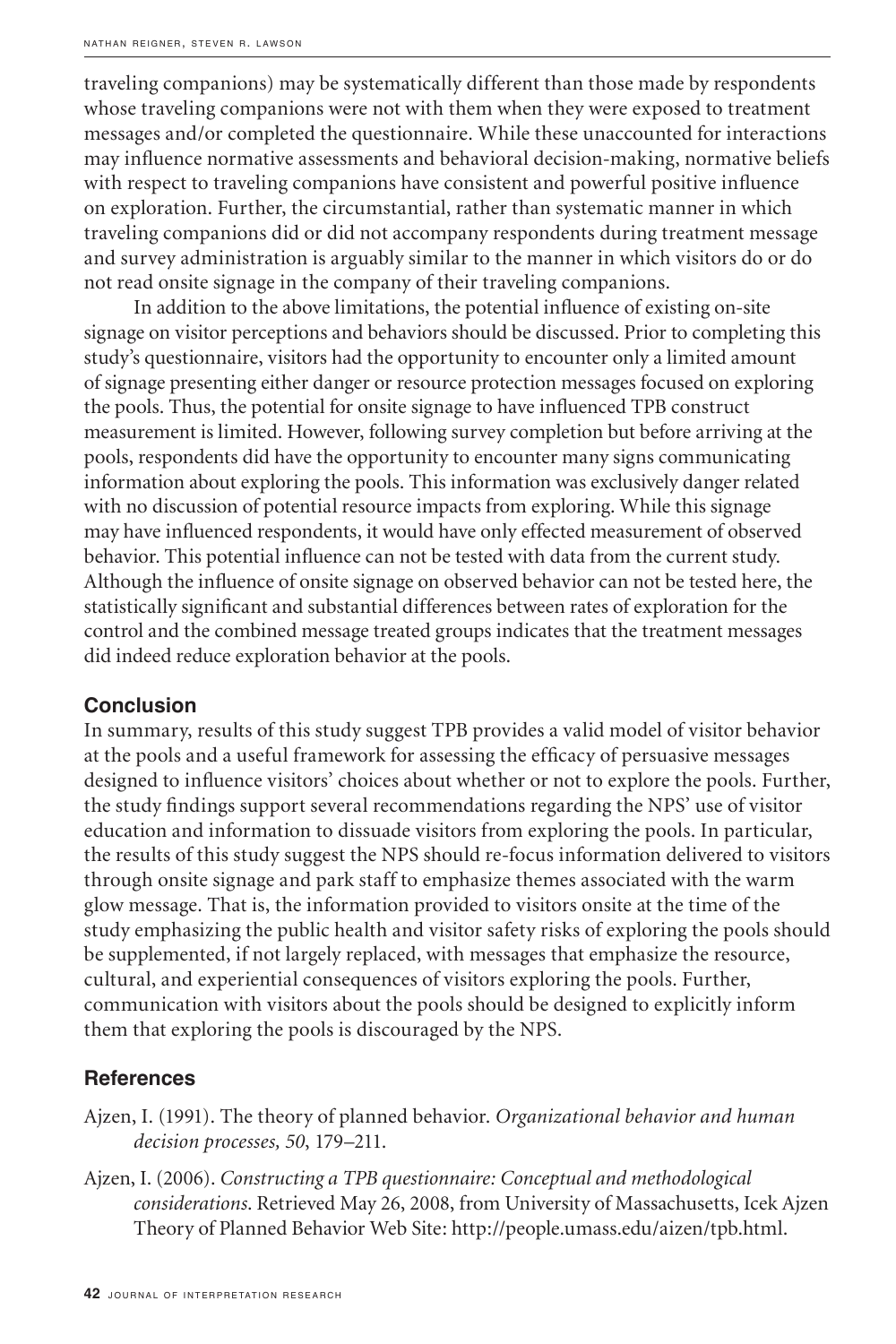traveling companions) may be systematically different than those made by respondents whose traveling companions were not with them when they were exposed to treatment messages and/or completed the questionnaire. While these unaccounted for interactions may influence normative assessments and behavioral decision-making, normative beliefs with respect to traveling companions have consistent and powerful positive influence on exploration. Further, the circumstantial, rather than systematic manner in which traveling companions did or did not accompany respondents during treatment message and survey administration is arguably similar to the manner in which visitors do or do not read onsite signage in the company of their traveling companions.

In addition to the above limitations, the potential influence of existing on-site signage on visitor perceptions and behaviors should be discussed. Prior to completing this study's questionnaire, visitors had the opportunity to encounter only a limited amount of signage presenting either danger or resource protection messages focused on exploring the pools. Thus, the potential for onsite signage to have influenced TPB construct measurement is limited. However, following survey completion but before arriving at the pools, respondents did have the opportunity to encounter many signs communicating information about exploring the pools. This information was exclusively danger related with no discussion of potential resource impacts from exploring. While this signage may have influenced respondents, it would have only effected measurement of observed behavior. This potential influence can not be tested with data from the current study. Although the influence of onsite signage on observed behavior can not be tested here, the statistically significant and substantial differences between rates of exploration for the control and the combined message treated groups indicates that the treatment messages did indeed reduce exploration behavior at the pools.

## Conclusion

In summary, results of this study suggest TPB provides a valid model of visitor behavior at the pools and a useful framework for assessing the efficacy of persuasive messages designed to influence visitors' choices about whether or not to explore the pools. Further, the study findings support several recommendations regarding the NPS' use of visitor education and information to dissuade visitors from exploring the pools. In particular, the results of this study suggest the NPS should re-focus information delivered to visitors through onsite signage and park staff to emphasize themes associated with the warm glow message. That is, the information provided to visitors onsite at the time of the study emphasizing the public health and visitor safety risks of exploring the pools should be supplemented, if not largely replaced, with messages that emphasize the resource, cultural, and experiential consequences of visitors exploring the pools. Further, communication with visitors about the pools should be designed to explicitly inform them that exploring the pools is discouraged by the NPS.

## References

Ajzen, I. (1991). The theory of planned behavior. *Organizational behavior and human decision processes, 50*, 179–211.

Ajzen, I. (2006). *Constructing a TPB questionnaire: Conceptual and methodological considerations*. Retrieved May 26, 2008, from University of Massachusetts, Icek Ajzen Theory of Planned Behavior Web Site: http://people.umass.edu/aizen/tpb.html.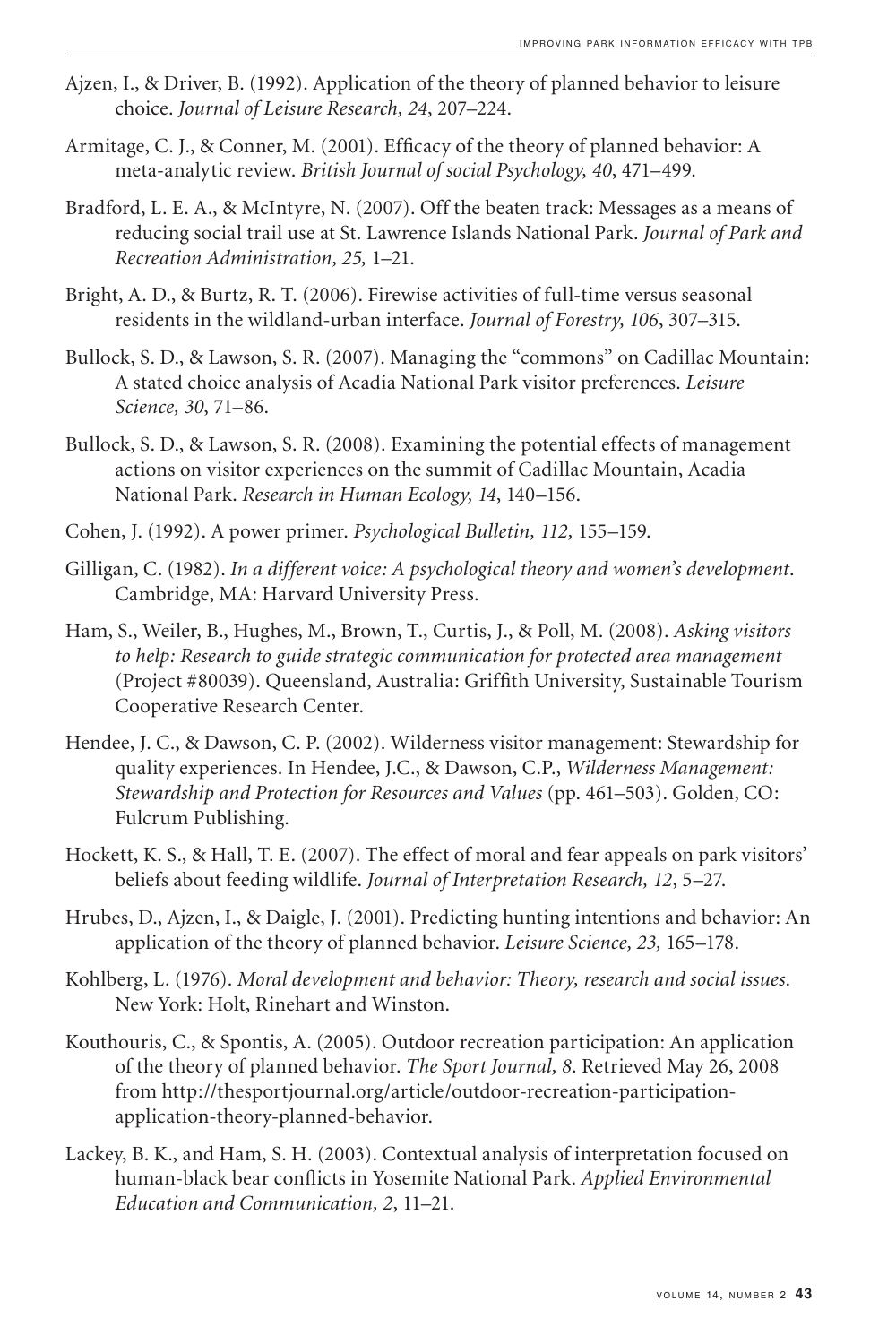Ajzen, I., & Driver, B. (1992). Application of the theory of planned behavior to leisure choice. *Journal of Leisure Research, 24*, 207–224.

Armitage, C. J., & Conner, M. (2001). Efficacy of the theory of planned behavior: A meta-analytic review. *British Journal of social Psychology, 40*, 471–499.

Bradford, L. E. A., & McIntyre, N. (2007). Off the beaten track: Messages as a means of reducing social trail use at St. Lawrence Islands National Park. *Journal of Park and Recreation Administration, 25,* 1–21.

Bright, A. D., & Burtz, R. T. (2006). Firewise activities of full-time versus seasonal residents in the wildland-urban interface. *Journal of Forestry, 106*, 307–315.

Bullock, S. D., & Lawson, S. R. (2007). Managing the "commons" on Cadillac Mountain: A stated choice analysis of Acadia National Park visitor preferences. *Leisure Science, 30*, 71–86.

Bullock, S. D., & Lawson, S. R. (2008). Examining the potential effects of management actions on visitor experiences on the summit of Cadillac Mountain, Acadia National Park. *Research in Human Ecology, 14*, 140–156.

Cohen, J. (1992). A power primer. *Psychological Bulletin, 112,* 155–159.

Gilligan, C. (1982). *In a different voice: A psychological theory and women's development*. Cambridge, MA: Harvard University Press.

Ham, S., Weiler, B., Hughes, M., Brown, T., Curtis, J., & Poll, M. (2008). *Asking visitors to help: Research to guide strategic communication for protected area management* (Project #80039). Queensland, Australia: Griffith University, Sustainable Tourism Cooperative Research Center.

Hendee, J. C., & Dawson, C. P. (2002). Wilderness visitor management: Stewardship for quality experiences. In Hendee, J.C., & Dawson, C.P., *Wilderness Management: Stewardship and Protection for Resources and Values* (pp. 461–503). Golden, CO: Fulcrum Publishing.

Hockett, K. S., & Hall, T. E. (2007). The effect of moral and fear appeals on park visitors' beliefs about feeding wildlife. *Journal of Interpretation Research, 12*, 5–27.

Hrubes, D., Ajzen, I., & Daigle, J. (2001). Predicting hunting intentions and behavior: An application of the theory of planned behavior. *Leisure Science, 23,* 165–178.

Kohlberg, L. (1976). *Moral development and behavior: Theory, research and social issues*. New York: Holt, Rinehart and Winston.

Kouthouris, C., & Spontis, A. (2005). Outdoor recreation participation: An application of the theory of planned behavior. *The Sport Journal, 8*. Retrieved May 26, 2008 from http://thesportjournal.org/article/outdoor-recreation-participation-application-theory-planned-behavior.

Lackey, B. K., and Ham, S. H. (2003). Contextual analysis of interpretation focused on human-black bear conflicts in Yosemite National Park. *Applied Environmental Education and Communication, 2*, 11–21.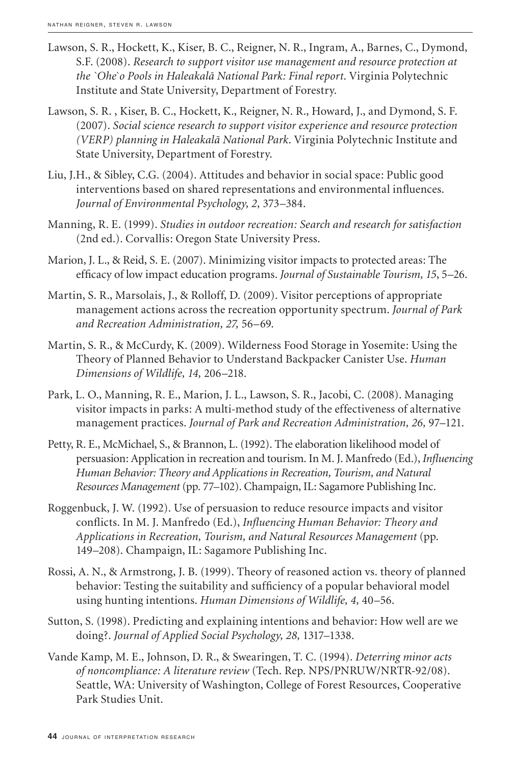Lawson, S. R., Hockett, K., Kiser, B. C., Reigner, N. R., Ingram, A., Barnes, C., Dymond, S.F. (2008). *Research to support visitor use management and resource protection at the `Ohe`o Pools in Haleakalā National Park: Final report*. Virginia Polytechnic Institute and State University, Department of Forestry.

Lawson, S. R. , Kiser, B. C., Hockett, K., Reigner, N. R., Howard, J., and Dymond, S. F. (2007). *Social science research to support visitor experience and resource protection (VERP) planning in Haleakalā National Park*. Virginia Polytechnic Institute and State University, Department of Forestry.

Liu, J.H., & Sibley, C.G. (2004). Attitudes and behavior in social space: Public good interventions based on shared representations and environmental influences. *Journal of Environmental Psychology, 2,* 373–384.

Manning, R. E. (1999). *Studies in outdoor recreation: Search and research for satisfaction* (2nd ed.). Corvallis: Oregon State University Press.

Marion, J. L., & Reid, S. E. (2007). Minimizing visitor impacts to protected areas: The efficacy of low impact education programs. *Journal of Sustainable Tourism, 15*, 5–26.

Martin, S. R., Marsolais, J., & Rolloff, D. (2009). Visitor perceptions of appropriate management actions across the recreation opportunity spectrum. *Journal of Park and Recreation Administration, 27,* 56–69.

Martin, S. R., & McCurdy, K. (2009). Wilderness Food Storage in Yosemite: Using the Theory of Planned Behavior to Understand Backpacker Canister Use. *Human Dimensions of Wildlife, 14,* 206–218.

Park, L. O., Manning, R. E., Marion, J. L., Lawson, S. R., Jacobi, C. (2008). Managing visitor impacts in parks: A multi-method study of the effectiveness of alternative management practices. *Journal of Park and Recreation Administration, 26,* 97–121.

Petty, R. E., McMichael, S., & Brannon, L. (1992). The elaboration likelihood model of persuasion: Application in recreation and tourism. In M. J. Manfredo (Ed.), *Influencing Human Behavior: Theory and Applications in Recreation, Tourism, and Natural Resources Management* (pp. 77–102). Champaign, IL: Sagamore Publishing Inc.

Roggenbuck, J. W. (1992). Use of persuasion to reduce resource impacts and visitor conflicts. In M. J. Manfredo (Ed.), *Influencing Human Behavior: Theory and Applications in Recreation, Tourism, and Natural Resources Management* (pp. 149–208). Champaign, IL: Sagamore Publishing Inc.

Rossi, A. N., & Armstrong, J. B. (1999). Theory of reasoned action vs. theory of planned behavior: Testing the suitability and sufficiency of a popular behavioral model using hunting intentions. *Human Dimensions of Wildlife, 4,* 40–56.

Sutton, S. (1998). Predicting and explaining intentions and behavior: How well are we doing?. *Journal of Applied Social Psychology, 28,* 1317–1338.

Vande Kamp, M. E., Johnson, D. R., & Swearingen, T. C. (1994). *Deterring minor acts of noncompliance: A literature review* (Tech. Rep. NPS/PNRUW/NRTR-92/08). Seattle, WA: University of Washington, College of Forest Resources, Cooperative Park Studies Unit.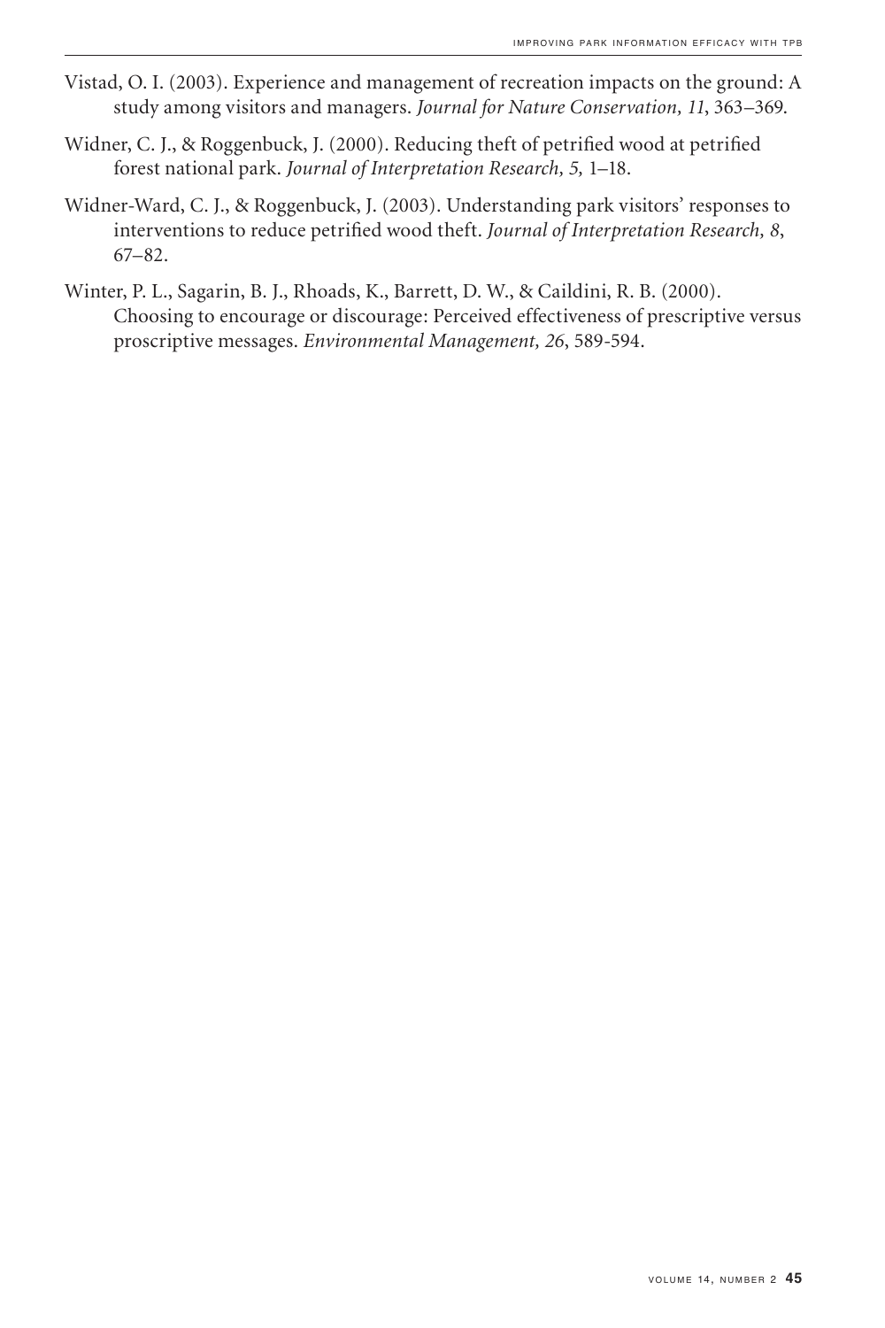Vistad, O. I. (2003). Experience and management of recreation impacts on the ground: A study among visitors and managers. *Journal for Nature Conservation, 11*, 363–369.

Widner, C. J., & Roggenbuck, J. (2000). Reducing theft of petrified wood at petrified forest national park. *Journal of Interpretation Research, 5,* 1–18.

Widner-Ward, C. J., & Roggenbuck, J. (2003). Understanding park visitors' responses to interventions to reduce petrified wood theft. *Journal of Interpretation Research, 8*, 67–82.

Winter, P. L., Sagarin, B. J., Rhoads, K., Barrett, D. W., & Caildini, R. B. (2000). Choosing to encourage or discourage: Perceived effectiveness of prescriptive versus proscriptive messages. *Environmental Management, 26*, 589-594.